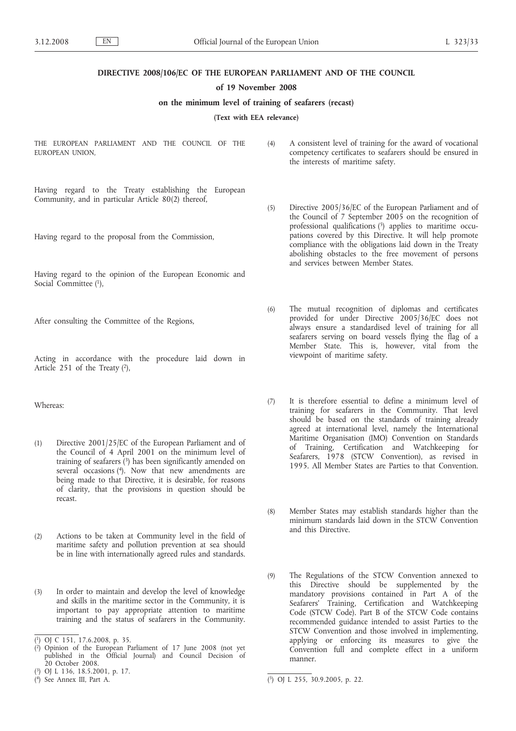**DIRECTIVE 2008/106/EC OF THE EUROPEAN PARLIAMENT AND OF THE COUNCIL**

**of 19 November 2008**

**on the minimum level of training of seafarers (recast)**

**(Text with EEA relevance)**

THE EUROPEAN PARLIAMENT AND THE COUNCIL OF THE EUROPEAN UNION,

Having regard to the Treaty establishing the European Community, and in particular Article 80(2) thereof,

Having regard to the proposal from the Commission,

Having regard to the opinion of the European Economic and Social Committee [1],

After consulting the Committee of the Regions,

Acting in accordance with the procedure laid down in Article 251 of the Treaty [2],

Whereas:

(1) Directive 2001/25/EC of the European Parliament and of the Council of 4 April 2001 on the minimum level of training of seafarers [3] has been significantly amended on several occasions [4]. Now that new amendments are being made to that Directive, it is desirable, for reasons of clarity, that the provisions in question should be recast.

(2) Actions to be taken at Community level in the field of maritime safety and pollution prevention at sea should be in line with internationally agreed rules and standards.

(3) In order to maintain and develop the level of knowledge and skills in the maritime sector in the Community, it is important to pay appropriate attention to maritime training and the status of seafarers in the Community.

(4) A consistent level of training for the award of vocational competency certificates to seafarers should be ensured in the interests of maritime safety.

(5) Directive 2005/36/EC of the European Parliament and of the Council of 7 September 2005 on the recognition of professional qualifications [5] applies to maritime occupations covered by this Directive. It will help promote compliance with the obligations laid down in the Treaty abolishing obstacles to the free movement of persons and services between Member States.

(6) The mutual recognition of diplomas and certificates provided for under Directive 2005/36/EC does not always ensure a standardised level of training for all seafarers serving on board vessels flying the flag of a Member State. This is, however, vital from the viewpoint of maritime safety.

(7) It is therefore essential to define a minimum level of training for seafarers in the Community. That level should be based on the standards of training already agreed at international level, namely the International Maritime Organisation (IMO) Convention on Standards of Training, Certification and Watchkeeping for Seafarers, 1978 (STCW Convention), as revised in 1995. All Member States are Parties to that Convention.

(8) Member States may establish standards higher than the minimum standards laid down in the STCW Convention and this Directive.

(9) The Regulations of the STCW Convention annexed to this Directive should be supplemented by the mandatory provisions contained in Part A of the Seafarers' Training, Certification and Watchkeeping Code (STCW Code). Part B of the STCW Code contains recommended guidance intended to assist Parties to the STCW Convention and those involved in implementing, applying or enforcing its measures to give the Convention full and complete effect in a uniform manner.

---

[1] OJ C 151, 17.6.2008, p. 35.

[2] Opinion of the European Parliament of 17 June 2008 (not yet published in the Official Journal) and Council Decision of 20 October 2008.

[3] OJ L 136, 18.5.2001, p. 17.

[4] See Annex III, Part A.

[5] OJ L 255, 30.9.2005, p. 22.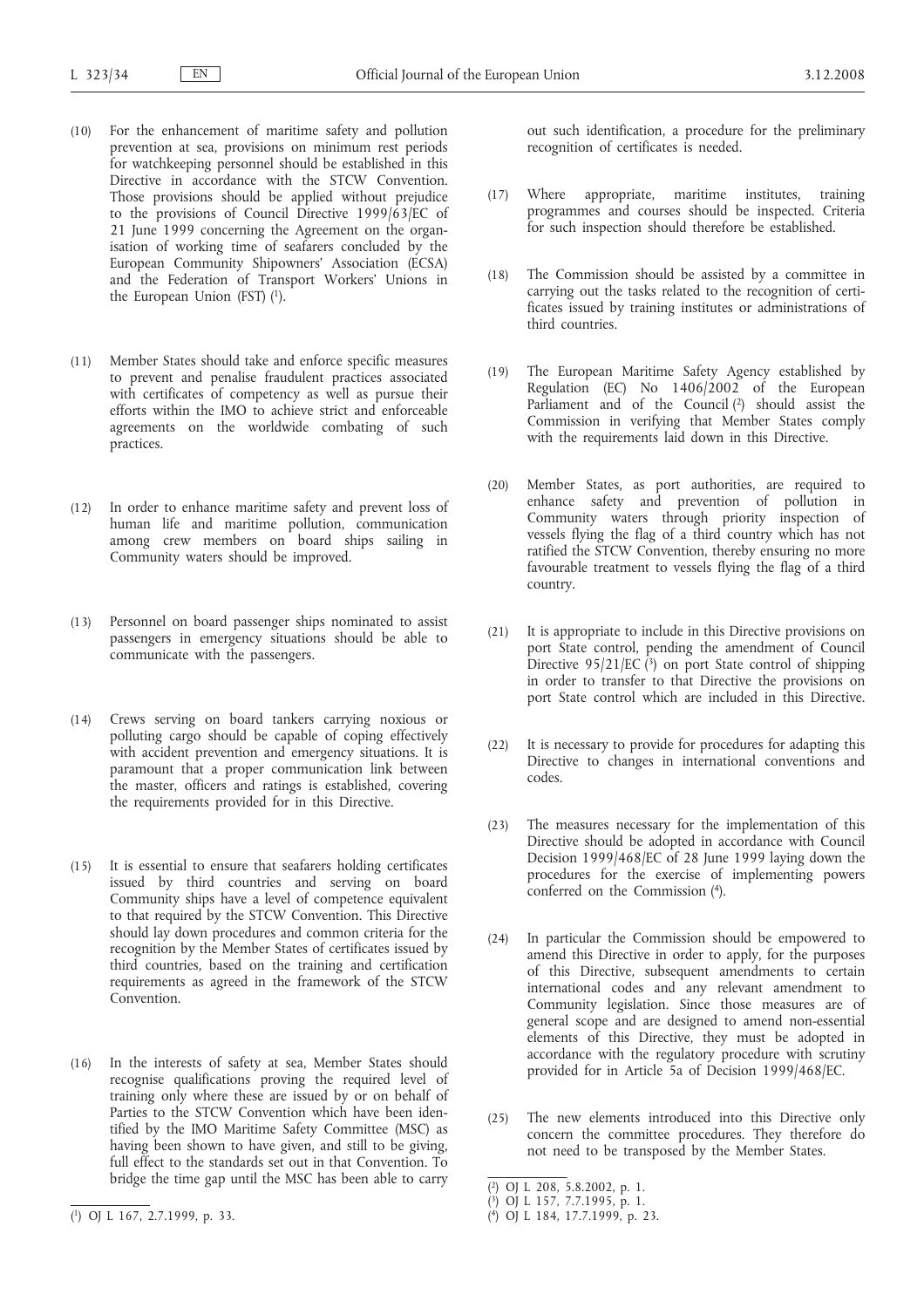(10) For the enhancement of maritime safety and pollution prevention at sea, provisions on minimum rest periods for watchkeeping personnel should be established in this Directive in accordance with the STCW Convention. Those provisions should be applied without prejudice to the provisions of Council Directive 1999/63/EC of 21 June 1999 concerning the Agreement on the organisation of working time of seafarers concluded by the European Community Shipowners' Association (ECSA) and the Federation of Transport Workers' Unions in the European Union (FST) [1].

(11) Member States should take and enforce specific measures to prevent and penalise fraudulent practices associated with certificates of competency as well as pursue their efforts within the IMO to achieve strict and enforceable agreements on the worldwide combating of such practices.

(12) In order to enhance maritime safety and prevent loss of human life and maritime pollution, communication among crew members on board ships sailing in Community waters should be improved.

(13) Personnel on board passenger ships nominated to assist passengers in emergency situations should be able to communicate with the passengers.

(14) Crews serving on board tankers carrying noxious or polluting cargo should be capable of coping effectively with accident prevention and emergency situations. It is paramount that a proper communication link between the master, officers and ratings is established, covering the requirements provided for in this Directive.

(15) It is essential to ensure that seafarers holding certificates issued by third countries and serving on board Community ships have a level of competence equivalent to that required by the STCW Convention. This Directive should lay down procedures and common criteria for the recognition by the Member States of certificates issued by third countries, based on the training and certification requirements as agreed in the framework of the STCW Convention.

(16) In the interests of safety at sea, Member States should recognise qualifications proving the required level of training only where these are issued by or on behalf of Parties to the STCW Convention which have been identified by the IMO Maritime Safety Committee (MSC) as having been shown to have given, and still to be giving, full effect to the standards set out in that Convention. To bridge the time gap until the MSC has been able to carry out such identification, a procedure for the preliminary recognition of certificates is needed.

(17) Where appropriate, maritime institutes, training programmes and courses should be inspected. Criteria for such inspection should therefore be established.

(18) The Commission should be assisted by a committee in carrying out the tasks related to the recognition of certificates issued by training institutes or administrations of third countries.

(19) The European Maritime Safety Agency established by Regulation (EC) No 1406/2002 of the European Parliament and of the Council [2] should assist the Commission in verifying that Member States comply with the requirements laid down in this Directive.

(20) Member States, as port authorities, are required to enhance safety and prevention of pollution in Community waters through priority inspection of vessels flying the flag of a third country which has not ratified the STCW Convention, thereby ensuring no more favourable treatment to vessels flying the flag of a third country.

(21) It is appropriate to include in this Directive provisions on port State control, pending the amendment of Council Directive 95/21/EC [3] on port State control of shipping in order to transfer to that Directive the provisions on port State control which are included in this Directive.

(22) It is necessary to provide for procedures for adapting this Directive to changes in international conventions and codes.

(23) The measures necessary for the implementation of this Directive should be adopted in accordance with Council Decision 1999/468/EC of 28 June 1999 laying down the procedures for the exercise of implementing powers conferred on the Commission [4].

(24) In particular the Commission should be empowered to amend this Directive in order to apply, for the purposes of this Directive, subsequent amendments to certain international codes and any relevant amendment to Community legislation. Since those measures are of general scope and are designed to amend non-essential elements of this Directive, they must be adopted in accordance with the regulatory procedure with scrutiny provided for in Article 5a of Decision 1999/468/EC.

(25) The new elements introduced into this Directive only concern the committee procedures. They therefore do not need to be transposed by the Member States.

---

[1] OJ L 167, 2.7.1999, p. 33.

[2] OJ L 208, 5.8.2002, p. 1.

[3] OJ L 157, 7.7.1995, p. 1.

[4] OJ L 184, 17.7.1999, p. 23.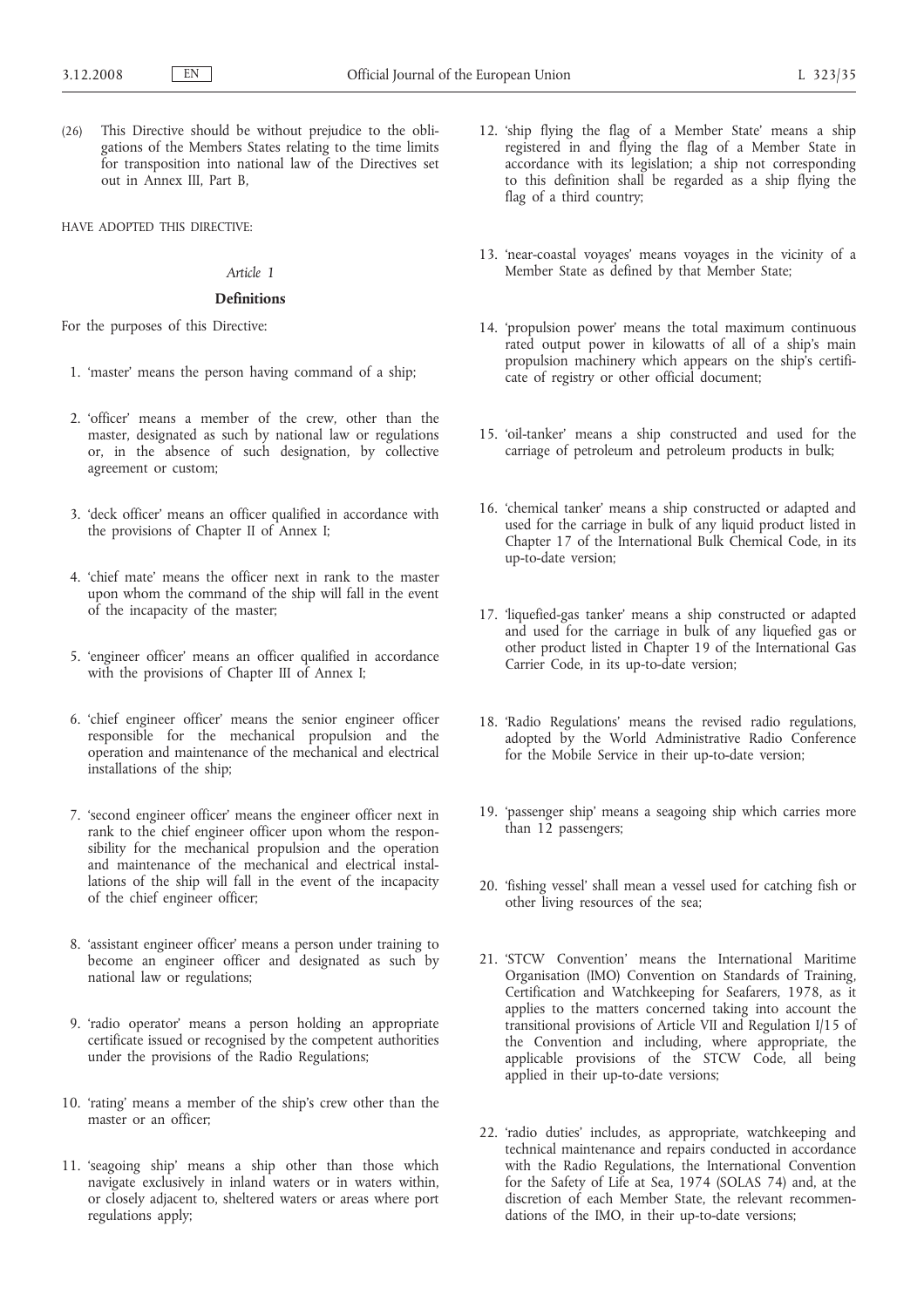(26) This Directive should be without prejudice to the obligations of the Members States relating to the time limits for transposition into national law of the Directives set out in Annex III, Part B,

HAVE ADOPTED THIS DIRECTIVE:

*Article 1*

**Definitions**

For the purposes of this Directive:

1. 'master' means the person having command of a ship;

2. 'officer' means a member of the crew, other than the master, designated as such by national law or regulations or, in the absence of such designation, by collective agreement or custom;

3. 'deck officer' means an officer qualified in accordance with the provisions of Chapter II of Annex I;

4. 'chief mate' means the officer next in rank to the master upon whom the command of the ship will fall in the event of the incapacity of the master;

5. 'engineer officer' means an officer qualified in accordance with the provisions of Chapter III of Annex I;

6. 'chief engineer officer' means the senior engineer officer responsible for the mechanical propulsion and the operation and maintenance of the mechanical and electrical installations of the ship;

7. 'second engineer officer' means the engineer officer next in rank to the chief engineer officer upon whom the responsibility for the mechanical propulsion and the operation and maintenance of the mechanical and electrical installations of the ship will fall in the event of the incapacity of the chief engineer officer;

8. 'assistant engineer officer' means a person under training to become an engineer officer and designated as such by national law or regulations;

9. 'radio operator' means a person holding an appropriate certificate issued or recognised by the competent authorities under the provisions of the Radio Regulations;

10. 'rating' means a member of the ship's crew other than the master or an officer;

11. 'seagoing ship' means a ship other than those which navigate exclusively in inland waters or in waters within, or closely adjacent to, sheltered waters or areas where port regulations apply;

12. 'ship flying the flag of a Member State' means a ship registered in and flying the flag of a Member State in accordance with its legislation; a ship not corresponding to this definition shall be regarded as a ship flying the flag of a third country;

13. 'near-coastal voyages' means voyages in the vicinity of a Member State as defined by that Member State;

14. 'propulsion power' means the total maximum continuous rated output power in kilowatts of all of a ship's main propulsion machinery which appears on the ship's certificate of registry or other official document;

15. 'oil-tanker' means a ship constructed and used for the carriage of petroleum and petroleum products in bulk;

16. 'chemical tanker' means a ship constructed or adapted and used for the carriage in bulk of any liquid product listed in Chapter 17 of the International Bulk Chemical Code, in its up-to-date version;

17. 'liquefied-gas tanker' means a ship constructed or adapted and used for the carriage in bulk of any liquefied gas or other product listed in Chapter 19 of the International Gas Carrier Code, in its up-to-date version;

18. 'Radio Regulations' means the revised radio regulations, adopted by the World Administrative Radio Conference for the Mobile Service in their up-to-date version;

19. 'passenger ship' means a seagoing ship which carries more than 12 passengers;

20. 'fishing vessel' shall mean a vessel used for catching fish or other living resources of the sea;

21. 'STCW Convention' means the International Maritime Organisation (IMO) Convention on Standards of Training, Certification and Watchkeeping for Seafarers, 1978, as it applies to the matters concerned taking into account the transitional provisions of Article VII and Regulation I/15 of the Convention and including, where appropriate, the applicable provisions of the STCW Code, all being applied in their up-to-date versions;

22. 'radio duties' includes, as appropriate, watchkeeping and technical maintenance and repairs conducted in accordance with the Radio Regulations, the International Convention for the Safety of Life at Sea, 1974 (SOLAS 74) and, at the discretion of each Member State, the relevant recommendations of the IMO, in their up-to-date versions;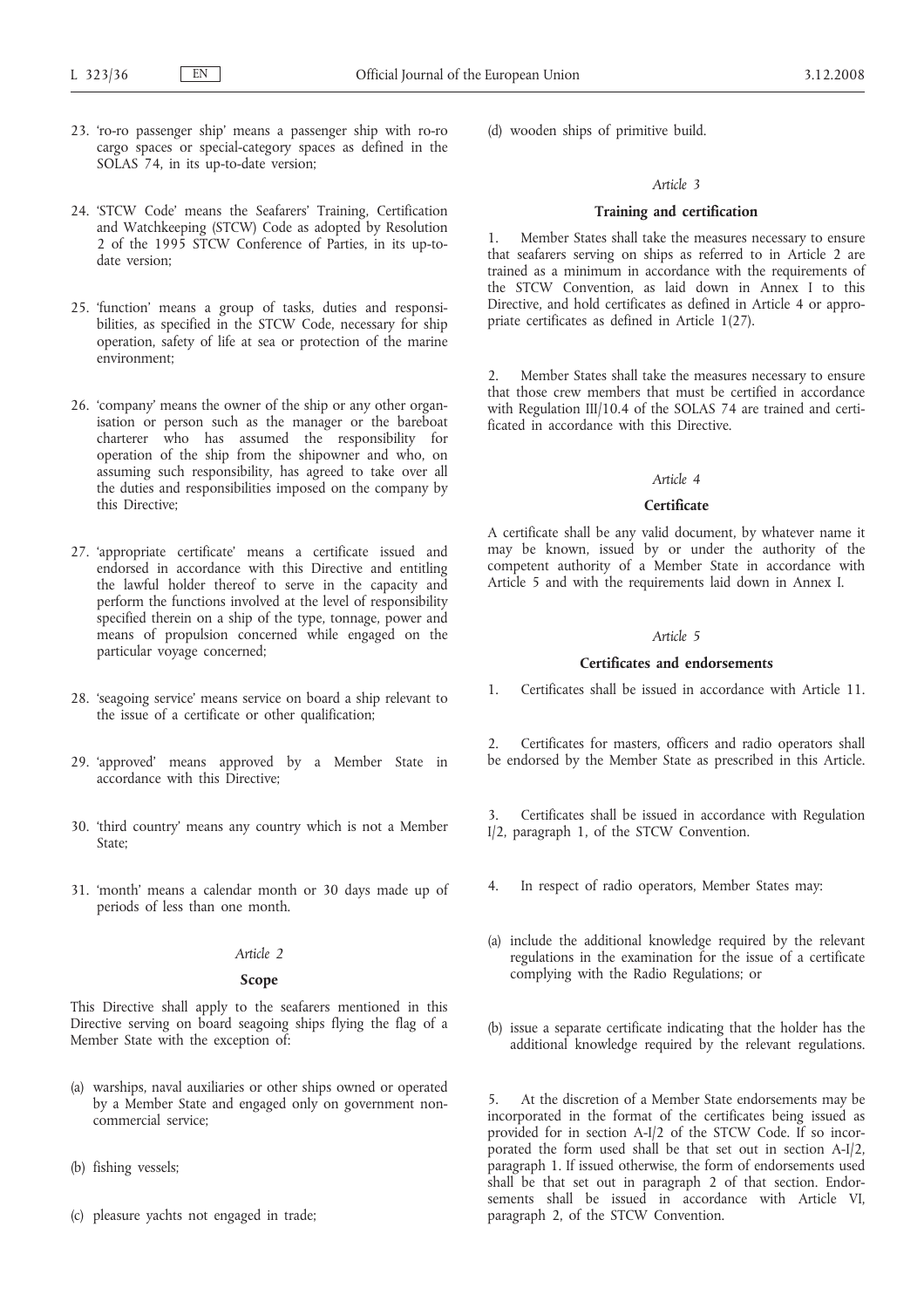23. 'ro-ro passenger ship' means a passenger ship with ro-ro cargo spaces or special-category spaces as defined in the SOLAS 74, in its up-to-date version;

24. 'STCW Code' means the Seafarers' Training, Certification and Watchkeeping (STCW) Code as adopted by Resolution 2 of the 1995 STCW Conference of Parties, in its up-to-date version;

25. 'function' means a group of tasks, duties and responsibilities, as specified in the STCW Code, necessary for ship operation, safety of life at sea or protection of the marine environment;

26. 'company' means the owner of the ship or any other organisation or person such as the manager or the bareboat charterer who has assumed the responsibility for operation of the ship from the shipowner and who, on assuming such responsibility, has agreed to take over all the duties and responsibilities imposed on the company by this Directive;

27. 'appropriate certificate' means a certificate issued and endorsed in accordance with this Directive and entitling the lawful holder thereof to serve in the capacity and perform the functions involved at the level of responsibility specified therein on a ship of the type, tonnage, power and means of propulsion concerned while engaged on the particular voyage concerned;

28. 'seagoing service' means service on board a ship relevant to the issue of a certificate or other qualification;

29. 'approved' means approved by a Member State in accordance with this Directive;

30. 'third country' means any country which is not a Member State;

31. 'month' means a calendar month or 30 days made up of periods of less than one month.

*Article 2*

**Scope**

This Directive shall apply to the seafarers mentioned in this Directive serving on board seagoing ships flying the flag of a Member State with the exception of:

(a) warships, naval auxiliaries or other ships owned or operated by a Member State and engaged only on government non-commercial service;

(b) fishing vessels;

(c) pleasure yachts not engaged in trade;

(d) wooden ships of primitive build.

*Article 3*

**Training and certification**

1. Member States shall take the measures necessary to ensure that seafarers serving on ships as referred to in Article 2 are trained as a minimum in accordance with the requirements of the STCW Convention, as laid down in Annex I to this Directive, and hold certificates as defined in Article 4 or appropriate certificates as defined in Article 1(27).

2. Member States shall take the measures necessary to ensure that those crew members that must be certified in accordance with Regulation III/10.4 of the SOLAS 74 are trained and certificated in accordance with this Directive.

*Article 4*

**Certificate**

A certificate shall be any valid document, by whatever name it may be known, issued by or under the authority of the competent authority of a Member State in accordance with Article 5 and with the requirements laid down in Annex I.

*Article 5*

**Certificates and endorsements**

1. Certificates shall be issued in accordance with Article 11.

2. Certificates for masters, officers and radio operators shall be endorsed by the Member State as prescribed in this Article.

3. Certificates shall be issued in accordance with Regulation I/2, paragraph 1, of the STCW Convention.

4. In respect of radio operators, Member States may:

(a) include the additional knowledge required by the relevant regulations in the examination for the issue of a certificate complying with the Radio Regulations; or

(b) issue a separate certificate indicating that the holder has the additional knowledge required by the relevant regulations.

5. At the discretion of a Member State endorsements may be incorporated in the format of the certificates being issued as provided for in section A-I/2 of the STCW Code. If so incorporated the form used shall be that set out in section A-I/2, paragraph 1. If issued otherwise, the form of endorsements used shall be that set out in paragraph 2 of that section. Endorsements shall be issued in accordance with Article VI, paragraph 2, of the STCW Convention.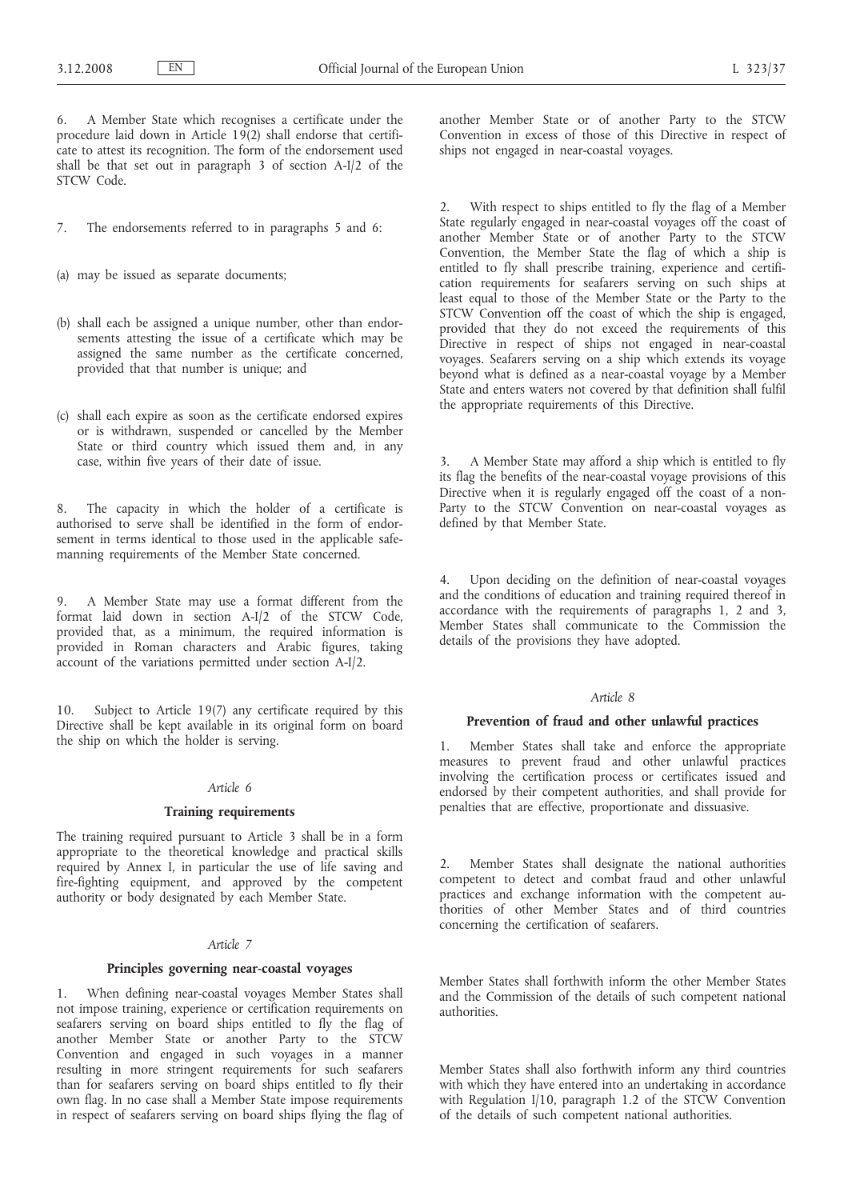6. A Member State which recognises a certificate under the procedure laid down in Article 19(2) shall endorse that certificate to attest its recognition. The form of the endorsement used shall be that set out in paragraph 3 of section A-I/2 of the STCW Code.

7. The endorsements referred to in paragraphs 5 and 6:

(a) may be issued as separate documents;

(b) shall each be assigned a unique number, other than endorsements attesting the issue of a certificate which may be assigned the same number as the certificate concerned, provided that that number is unique; and

(c) shall each expire as soon as the certificate endorsed expires or is withdrawn, suspended or cancelled by the Member State or third country which issued them and, in any case, within five years of their date of issue.

8. The capacity in which the holder of a certificate is authorised to serve shall be identified in the form of endorsement in terms identical to those used in the applicable safe-manning requirements of the Member State concerned.

9. A Member State may use a format different from the format laid down in section A-I/2 of the STCW Code, provided that, as a minimum, the required information is provided in Roman characters and Arabic figures, taking account of the variations permitted under section A-I/2.

10. Subject to Article 19(7) any certificate required by this Directive shall be kept available in its original form on board the ship on which the holder is serving.

*Article 6*

**Training requirements**

The training required pursuant to Article 3 shall be in a form appropriate to the theoretical knowledge and practical skills required by Annex I, in particular the use of life saving and fire-fighting equipment, and approved by the competent authority or body designated by each Member State.

*Article 7*

**Principles governing near-coastal voyages**

1. When defining near-coastal voyages Member States shall not impose training, experience or certification requirements on seafarers serving on board ships entitled to fly the flag of another Member State or another Party to the STCW Convention and engaged in such voyages in a manner resulting in more stringent requirements for such seafarers than for seafarers serving on board ships entitled to fly their own flag. In no case shall a Member State impose requirements in respect of seafarers serving on board ships flying the flag of another Member State or of another Party to the STCW Convention in excess of those of this Directive in respect of ships not engaged in near-coastal voyages.

2. With respect to ships entitled to fly the flag of a Member State regularly engaged in near-coastal voyages off the coast of another Member State or of another Party to the STCW Convention, the Member State the flag of which a ship is entitled to fly shall prescribe training, experience and certification requirements for seafarers serving on such ships at least equal to those of the Member State or the Party to the STCW Convention off the coast of which the ship is engaged, provided that they do not exceed the requirements of this Directive in respect of ships not engaged in near-coastal voyages. Seafarers serving on a ship which extends its voyage beyond what is defined as a near-coastal voyage by a Member State and enters waters not covered by that definition shall fulfil the appropriate requirements of this Directive.

3. A Member State may afford a ship which is entitled to fly its flag the benefits of the near-coastal voyage provisions of this Directive when it is regularly engaged off the coast of a non-Party to the STCW Convention on near-coastal voyages as defined by that Member State.

4. Upon deciding on the definition of near-coastal voyages and the conditions of education and training required thereof in accordance with the requirements of paragraphs 1, 2 and 3, Member States shall communicate to the Commission the details of the provisions they have adopted.

*Article 8*

**Prevention of fraud and other unlawful practices**

1. Member States shall take and enforce the appropriate measures to prevent fraud and other unlawful practices involving the certification process or certificates issued and endorsed by their competent authorities, and shall provide for penalties that are effective, proportionate and dissuasive.

2. Member States shall designate the national authorities competent to detect and combat fraud and other unlawful practices and exchange information with the competent authorities of other Member States and of third countries concerning the certification of seafarers.

Member States shall forthwith inform the other Member States and the Commission of the details of such competent national authorities.

Member States shall also forthwith inform any third countries with which they have entered into an undertaking in accordance with Regulation I/10, paragraph 1.2 of the STCW Convention of the details of such competent national authorities.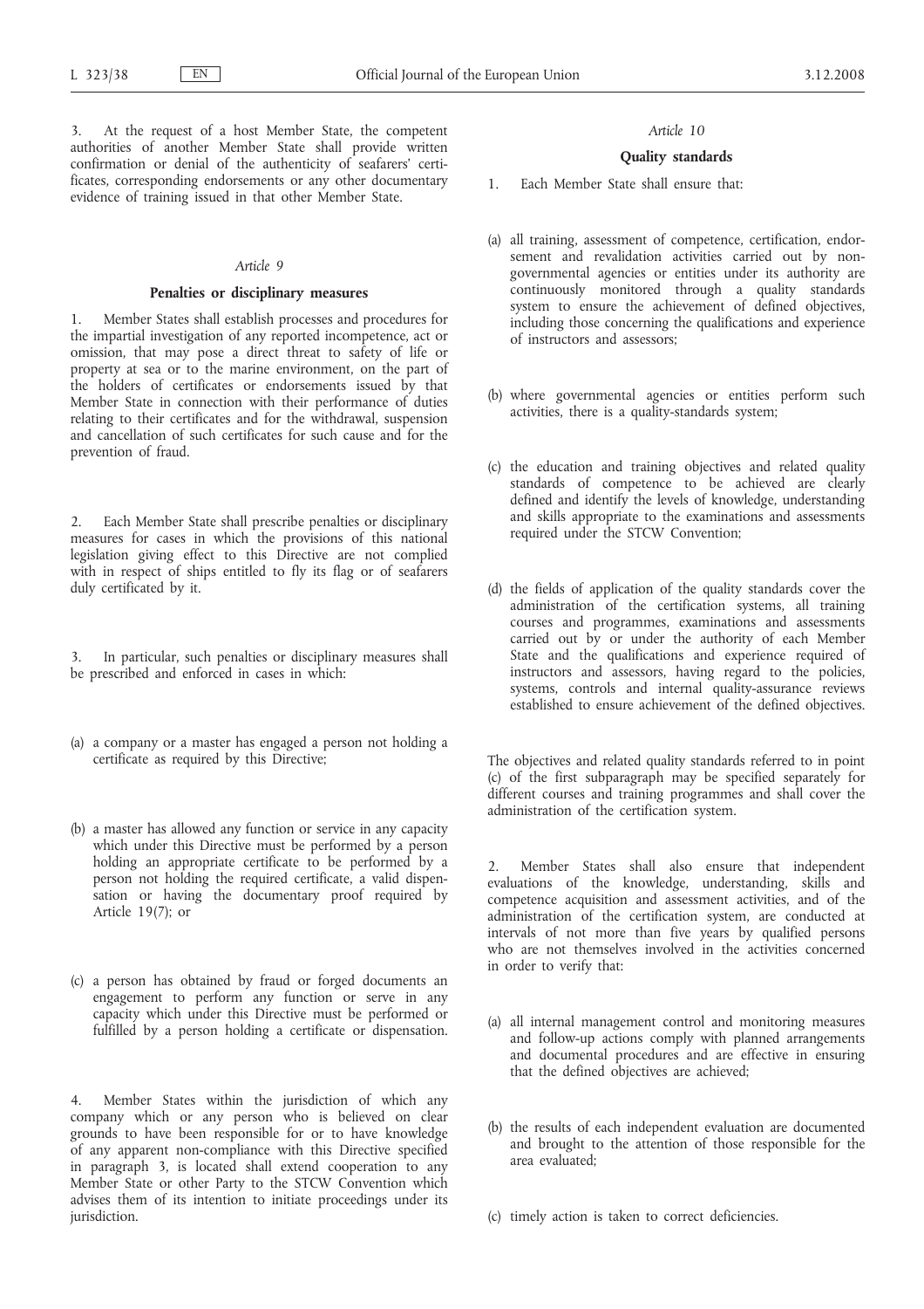3. At the request of a host Member State, the competent authorities of another Member State shall provide written confirmation or denial of the authenticity of seafarers' certificates, corresponding endorsements or any other documentary evidence of training issued in that other Member State.

*Article 9*

**Penalties or disciplinary measures**

1. Member States shall establish processes and procedures for the impartial investigation of any reported incompetence, act or omission, that may pose a direct threat to safety of life or property at sea or to the marine environment, on the part of the holders of certificates or endorsements issued by that Member State in connection with their performance of duties relating to their certificates and for the withdrawal, suspension and cancellation of such certificates for such cause and for the prevention of fraud.

2. Each Member State shall prescribe penalties or disciplinary measures for cases in which the provisions of this national legislation giving effect to this Directive are not complied with in respect of ships entitled to fly its flag or of seafarers duly certificated by it.

3. In particular, such penalties or disciplinary measures shall be prescribed and enforced in cases in which:

(a) a company or a master has engaged a person not holding a certificate as required by this Directive;

(b) a master has allowed any function or service in any capacity which under this Directive must be performed by a person holding an appropriate certificate to be performed by a person not holding the required certificate, a valid dispensation or having the documentary proof required by Article 19(7); or

(c) a person has obtained by fraud or forged documents an engagement to perform any function or serve in any capacity which under this Directive must be performed or fulfilled by a person holding a certificate or dispensation.

4. Member States within the jurisdiction of which any company which or any person who is believed on clear grounds to have been responsible for or to have knowledge of any apparent non-compliance with this Directive specified in paragraph 3, is located shall extend cooperation to any Member State or other Party to the STCW Convention which advises them of its intention to initiate proceedings under its jurisdiction.

*Article 10*

**Quality standards**

1. Each Member State shall ensure that:

(a) all training, assessment of competence, certification, endorsement and revalidation activities carried out by non-governmental agencies or entities under its authority are continuously monitored through a quality standards system to ensure the achievement of defined objectives, including those concerning the qualifications and experience of instructors and assessors;

(b) where governmental agencies or entities perform such activities, there is a quality-standards system;

(c) the education and training objectives and related quality standards of competence to be achieved are clearly defined and identify the levels of knowledge, understanding and skills appropriate to the examinations and assessments required under the STCW Convention;

(d) the fields of application of the quality standards cover the administration of the certification systems, all training courses and programmes, examinations and assessments carried out by or under the authority of each Member State and the qualifications and experience required of instructors and assessors, having regard to the policies, systems, controls and internal quality-assurance reviews established to ensure achievement of the defined objectives.

The objectives and related quality standards referred to in point (c) of the first subparagraph may be specified separately for different courses and training programmes and shall cover the administration of the certification system.

2. Member States shall also ensure that independent evaluations of the knowledge, understanding, skills and competence acquisition and assessment activities, and of the administration of the certification system, are conducted at intervals of not more than five years by qualified persons who are not themselves involved in the activities concerned in order to verify that:

(a) all internal management control and monitoring measures and follow-up actions comply with planned arrangements and documental procedures and are effective in ensuring that the defined objectives are achieved;

(b) the results of each independent evaluation are documented and brought to the attention of those responsible for the area evaluated;

(c) timely action is taken to correct deficiencies.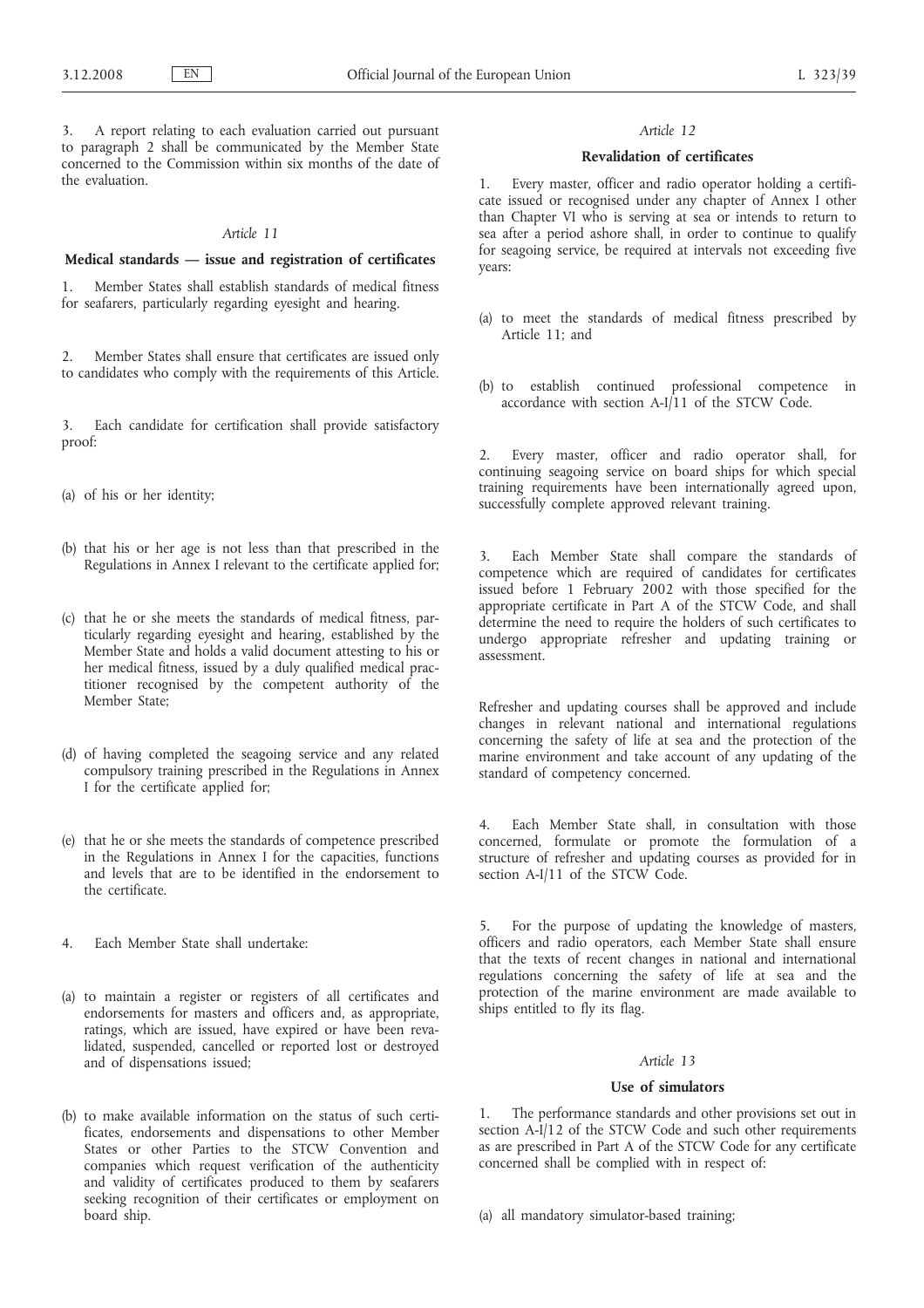3. A report relating to each evaluation carried out pursuant to paragraph 2 shall be communicated by the Member State concerned to the Commission within six months of the date of the evaluation.

*Article 11*

**Medical standards — issue and registration of certificates**

1. Member States shall establish standards of medical fitness for seafarers, particularly regarding eyesight and hearing.

2. Member States shall ensure that certificates are issued only to candidates who comply with the requirements of this Article.

3. Each candidate for certification shall provide satisfactory proof:

(a) of his or her identity;

(b) that his or her age is not less than that prescribed in the Regulations in Annex I relevant to the certificate applied for;

(c) that he or she meets the standards of medical fitness, particularly regarding eyesight and hearing, established by the Member State and holds a valid document attesting to his or her medical fitness, issued by a duly qualified medical practitioner recognised by the competent authority of the Member State;

(d) of having completed the seagoing service and any related compulsory training prescribed in the Regulations in Annex I for the certificate applied for;

(e) that he or she meets the standards of competence prescribed in the Regulations in Annex I for the capacities, functions and levels that are to be identified in the endorsement to the certificate.

4. Each Member State shall undertake:

(a) to maintain a register or registers of all certificates and endorsements for masters and officers and, as appropriate, ratings, which are issued, have expired or have been revalidated, suspended, cancelled or reported lost or destroyed and of dispensations issued;

(b) to make available information on the status of such certificates, endorsements and dispensations to other Member States or other Parties to the STCW Convention and companies which request verification of the authenticity and validity of certificates produced to them by seafarers seeking recognition of their certificates or employment on board ship.

*Article 12*

**Revalidation of certificates**

1. Every master, officer and radio operator holding a certificate issued or recognised under any chapter of Annex I other than Chapter VI who is serving at sea or intends to return to sea after a period ashore shall, in order to continue to qualify for seagoing service, be required at intervals not exceeding five years:

(a) to meet the standards of medical fitness prescribed by Article 11; and

(b) to establish continued professional competence in accordance with section A-I/11 of the STCW Code.

2. Every master, officer and radio operator shall, for continuing seagoing service on board ships for which special training requirements have been internationally agreed upon, successfully complete approved relevant training.

3. Each Member State shall compare the standards of competence which are required of candidates for certificates issued before 1 February 2002 with those specified for the appropriate certificate in Part A of the STCW Code, and shall determine the need to require the holders of such certificates to undergo appropriate refresher and updating training or assessment.

Refresher and updating courses shall be approved and include changes in relevant national and international regulations concerning the safety of life at sea and the protection of the marine environment and take account of any updating of the standard of competency concerned.

4. Each Member State shall, in consultation with those concerned, formulate or promote the formulation of a structure of refresher and updating courses as provided for in section A-I/11 of the STCW Code.

5. For the purpose of updating the knowledge of masters, officers and radio operators, each Member State shall ensure that the texts of recent changes in national and international regulations concerning the safety of life at sea and the protection of the marine environment are made available to ships entitled to fly its flag.

*Article 13*

**Use of simulators**

1. The performance standards and other provisions set out in section A-I/12 of the STCW Code and such other requirements as are prescribed in Part A of the STCW Code for any certificate concerned shall be complied with in respect of:

(a) all mandatory simulator-based training;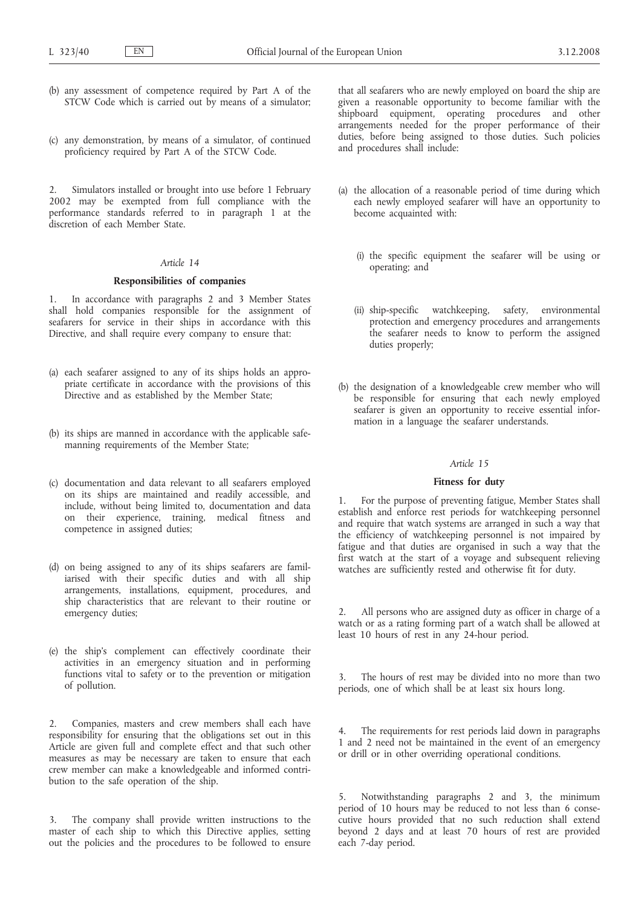(b) any assessment of competence required by Part A of the STCW Code which is carried out by means of a simulator;

(c) any demonstration, by means of a simulator, of continued proficiency required by Part A of the STCW Code.

2. Simulators installed or brought into use before 1 February 2002 may be exempted from full compliance with the performance standards referred to in paragraph 1 at the discretion of each Member State.

*Article 14*

**Responsibilities of companies**

1. In accordance with paragraphs 2 and 3 Member States shall hold companies responsible for the assignment of seafarers for service in their ships in accordance with this Directive, and shall require every company to ensure that:

(a) each seafarer assigned to any of its ships holds an appropriate certificate in accordance with the provisions of this Directive and as established by the Member State;

(b) its ships are manned in accordance with the applicable safe-manning requirements of the Member State;

(c) documentation and data relevant to all seafarers employed on its ships are maintained and readily accessible, and include, without being limited to, documentation and data on their experience, training, medical fitness and competence in assigned duties;

(d) on being assigned to any of its ships seafarers are familiarised with their specific duties and with all ship arrangements, installations, equipment, procedures, and ship characteristics that are relevant to their routine or emergency duties;

(e) the ship's complement can effectively coordinate their activities in an emergency situation and in performing functions vital to safety or to the prevention or mitigation of pollution.

2. Companies, masters and crew members shall each have responsibility for ensuring that the obligations set out in this Article are given full and complete effect and that such other measures as may be necessary are taken to ensure that each crew member can make a knowledgeable and informed contribution to the safe operation of the ship.

3. The company shall provide written instructions to the master of each ship to which this Directive applies, setting out the policies and the procedures to be followed to ensure that all seafarers who are newly employed on board the ship are given a reasonable opportunity to become familiar with the shipboard equipment, operating procedures and other arrangements needed for the proper performance of their duties, before being assigned to those duties. Such policies and procedures shall include:

(a) the allocation of a reasonable period of time during which each newly employed seafarer will have an opportunity to become acquainted with:

(i) the specific equipment the seafarer will be using or operating; and

(ii) ship-specific watchkeeping, safety, environmental protection and emergency procedures and arrangements the seafarer needs to know to perform the assigned duties properly;

(b) the designation of a knowledgeable crew member who will be responsible for ensuring that each newly employed seafarer is given an opportunity to receive essential information in a language the seafarer understands.

*Article 15*

**Fitness for duty**

1. For the purpose of preventing fatigue, Member States shall establish and enforce rest periods for watchkeeping personnel and require that watch systems are arranged in such a way that the efficiency of watchkeeping personnel is not impaired by fatigue and that duties are organised in such a way that the first watch at the start of a voyage and subsequent relieving watches are sufficiently rested and otherwise fit for duty.

2. All persons who are assigned duty as officer in charge of a watch or as a rating forming part of a watch shall be allowed at least 10 hours of rest in any 24-hour period.

3. The hours of rest may be divided into no more than two periods, one of which shall be at least six hours long.

4. The requirements for rest periods laid down in paragraphs 1 and 2 need not be maintained in the event of an emergency or drill or in other overriding operational conditions.

5. Notwithstanding paragraphs 2 and 3, the minimum period of 10 hours may be reduced to not less than 6 consecutive hours provided that no such reduction shall extend beyond 2 days and at least 70 hours of rest are provided each 7-day period.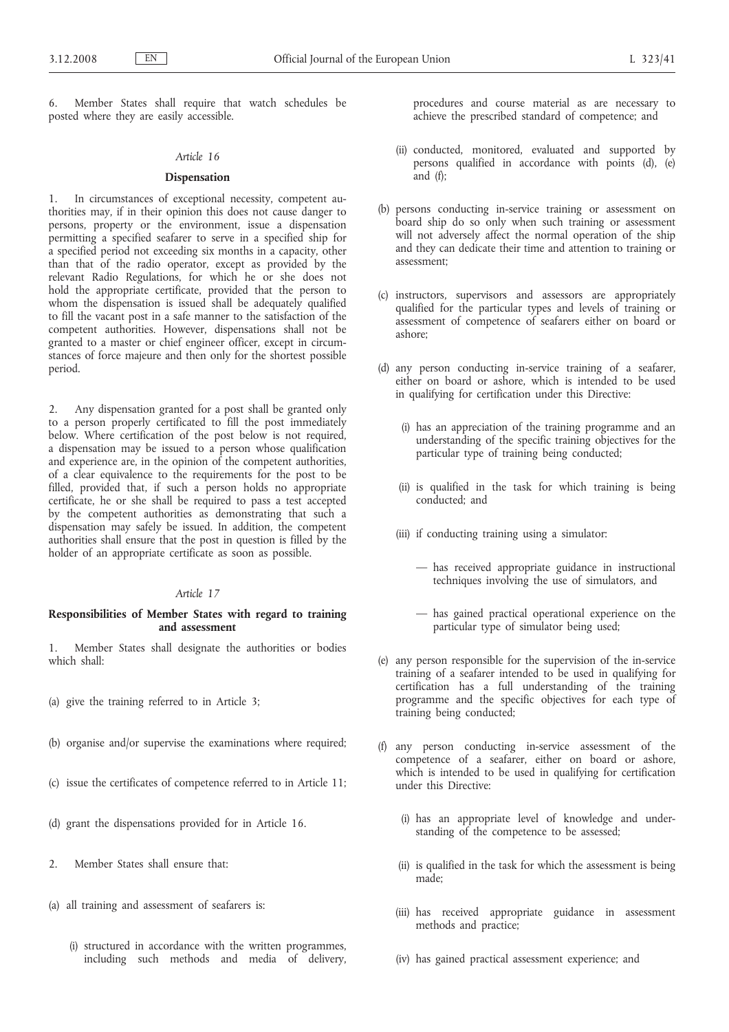6. Member States shall require that watch schedules be posted where they are easily accessible.

*Article 16*

**Dispensation**

1. In circumstances of exceptional necessity, competent authorities may, if in their opinion this does not cause danger to persons, property or the environment, issue a dispensation permitting a specified seafarer to serve in a specified ship for a specified period not exceeding six months in a capacity, other than that of the radio operator, except as provided by the relevant Radio Regulations, for which he or she does not hold the appropriate certificate, provided that the person to whom the dispensation is issued shall be adequately qualified to fill the vacant post in a safe manner to the satisfaction of the competent authorities. However, dispensations shall not be granted to a master or chief engineer officer, except in circumstances of force majeure and then only for the shortest possible period.

2. Any dispensation granted for a post shall be granted only to a person properly certificated to fill the post immediately below. Where certification of the post below is not required, a dispensation may be issued to a person whose qualification and experience are, in the opinion of the competent authorities, of a clear equivalence to the requirements for the post to be filled, provided that, if such a person holds no appropriate certificate, he or she shall be required to pass a test accepted by the competent authorities as demonstrating that such a dispensation may safely be issued. In addition, the competent authorities shall ensure that the post in question is filled by the holder of an appropriate certificate as soon as possible.

*Article 17*

**Responsibilities of Member States with regard to training and assessment**

1. Member States shall designate the authorities or bodies which shall:

(a) give the training referred to in Article 3;

(b) organise and/or supervise the examinations where required;

(c) issue the certificates of competence referred to in Article 11;

(d) grant the dispensations provided for in Article 16.

2. Member States shall ensure that:

(a) all training and assessment of seafarers is:

   (i) structured in accordance with the written programmes, including such methods and media of delivery, procedures and course material as are necessary to achieve the prescribed standard of competence; and

   (ii) conducted, monitored, evaluated and supported by persons qualified in accordance with points (d), (e) and (f);

(b) persons conducting in-service training or assessment on board ship do so only when such training or assessment will not adversely affect the normal operation of the ship and they can dedicate their time and attention to training or assessment;

(c) instructors, supervisors and assessors are appropriately qualified for the particular types and levels of training or assessment of competence of seafarers either on board or ashore;

(d) any person conducting in-service training of a seafarer, either on board or ashore, which is intended to be used in qualifying for certification under this Directive:

   (i) has an appreciation of the training programme and an understanding of the specific training objectives for the particular type of training being conducted;

   (ii) is qualified in the task for which training is being conducted; and

   (iii) if conducting training using a simulator:

      — has received appropriate guidance in instructional techniques involving the use of simulators, and

      — has gained practical operational experience on the particular type of simulator being used;

(e) any person responsible for the supervision of the in-service training of a seafarer intended to be used in qualifying for certification has a full understanding of the training programme and the specific objectives for each type of training being conducted;

(f) any person conducting in-service assessment of the competence of a seafarer, either on board or ashore, which is intended to be used in qualifying for certification under this Directive:

   (i) has an appropriate level of knowledge and understanding of the competence to be assessed;

   (ii) is qualified in the task for which the assessment is being made;

   (iii) has received appropriate guidance in assessment methods and practice;

   (iv) has gained practical assessment experience; and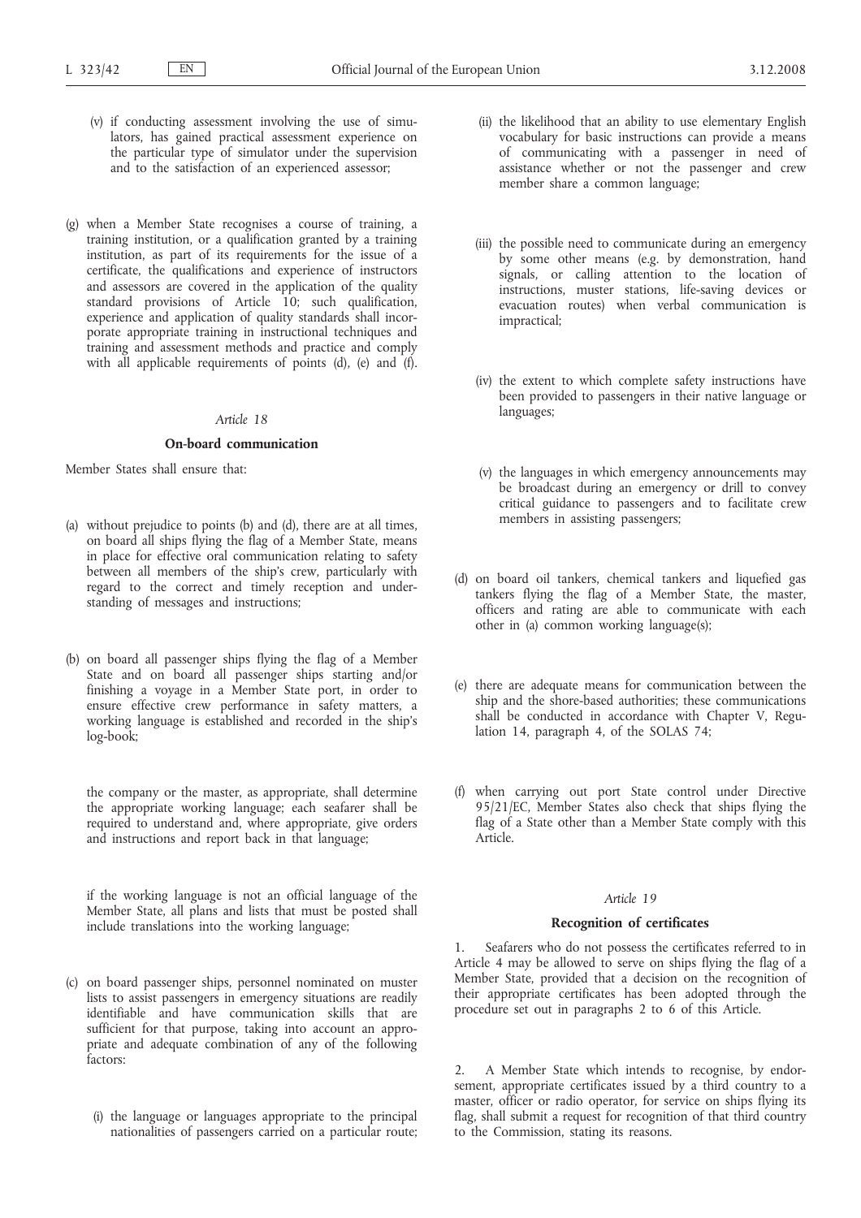(v) if conducting assessment involving the use of simulators, has gained practical assessment experience on the particular type of simulator under the supervision and to the satisfaction of an experienced assessor;

(g) when a Member State recognises a course of training, a training institution, or a qualification granted by a training institution, as part of its requirements for the issue of a certificate, the qualifications and experience of instructors and assessors are covered in the application of the quality standard provisions of Article 10; such qualification, experience and application of quality standards shall incorporate appropriate training in instructional techniques and training and assessment methods and practice and comply with all applicable requirements of points (d), (e) and (f).

*Article 18*

**On-board communication**

Member States shall ensure that:

(a) without prejudice to points (b) and (d), there are at all times, on board all ships flying the flag of a Member State, means in place for effective oral communication relating to safety between all members of the ship's crew, particularly with regard to the correct and timely reception and understanding of messages and instructions;

(b) on board all passenger ships flying the flag of a Member State and on board all passenger ships starting and/or finishing a voyage in a Member State port, in order to ensure effective crew performance in safety matters, a working language is established and recorded in the ship's log-book;

the company or the master, as appropriate, shall determine the appropriate working language; each seafarer shall be required to understand and, where appropriate, give orders and instructions and report back in that language;

if the working language is not an official language of the Member State, all plans and lists that must be posted shall include translations into the working language;

(c) on board passenger ships, personnel nominated on muster lists to assist passengers in emergency situations are readily identifiable and have communication skills that are sufficient for that purpose, taking into account an appropriate and adequate combination of any of the following factors:

(i) the language or languages appropriate to the principal nationalities of passengers carried on a particular route;

(ii) the likelihood that an ability to use elementary English vocabulary for basic instructions can provide a means of communicating with a passenger in need of assistance whether or not the passenger and crew member share a common language;

(iii) the possible need to communicate during an emergency by some other means (e.g. by demonstration, hand signals, or calling attention to the location of instructions, muster stations, life-saving devices or evacuation routes) when verbal communication is impractical;

(iv) the extent to which complete safety instructions have been provided to passengers in their native language or languages;

(v) the languages in which emergency announcements may be broadcast during an emergency or drill to convey critical guidance to passengers and to facilitate crew members in assisting passengers;

(d) on board oil tankers, chemical tankers and liquefied gas tankers flying the flag of a Member State, the master, officers and rating are able to communicate with each other in (a) common working language(s);

(e) there are adequate means for communication between the ship and the shore-based authorities; these communications shall be conducted in accordance with Chapter V, Regulation 14, paragraph 4, of the SOLAS 74;

(f) when carrying out port State control under Directive 95/21/EC, Member States also check that ships flying the flag of a State other than a Member State comply with this Article.

*Article 19*

**Recognition of certificates**

1. Seafarers who do not possess the certificates referred to in Article 4 may be allowed to serve on ships flying the flag of a Member State, provided that a decision on the recognition of their appropriate certificates has been adopted through the procedure set out in paragraphs 2 to 6 of this Article.

2. A Member State which intends to recognise, by endorsement, appropriate certificates issued by a third country to a master, officer or radio operator, for service on ships flying its flag, shall submit a request for recognition of that third country to the Commission, stating its reasons.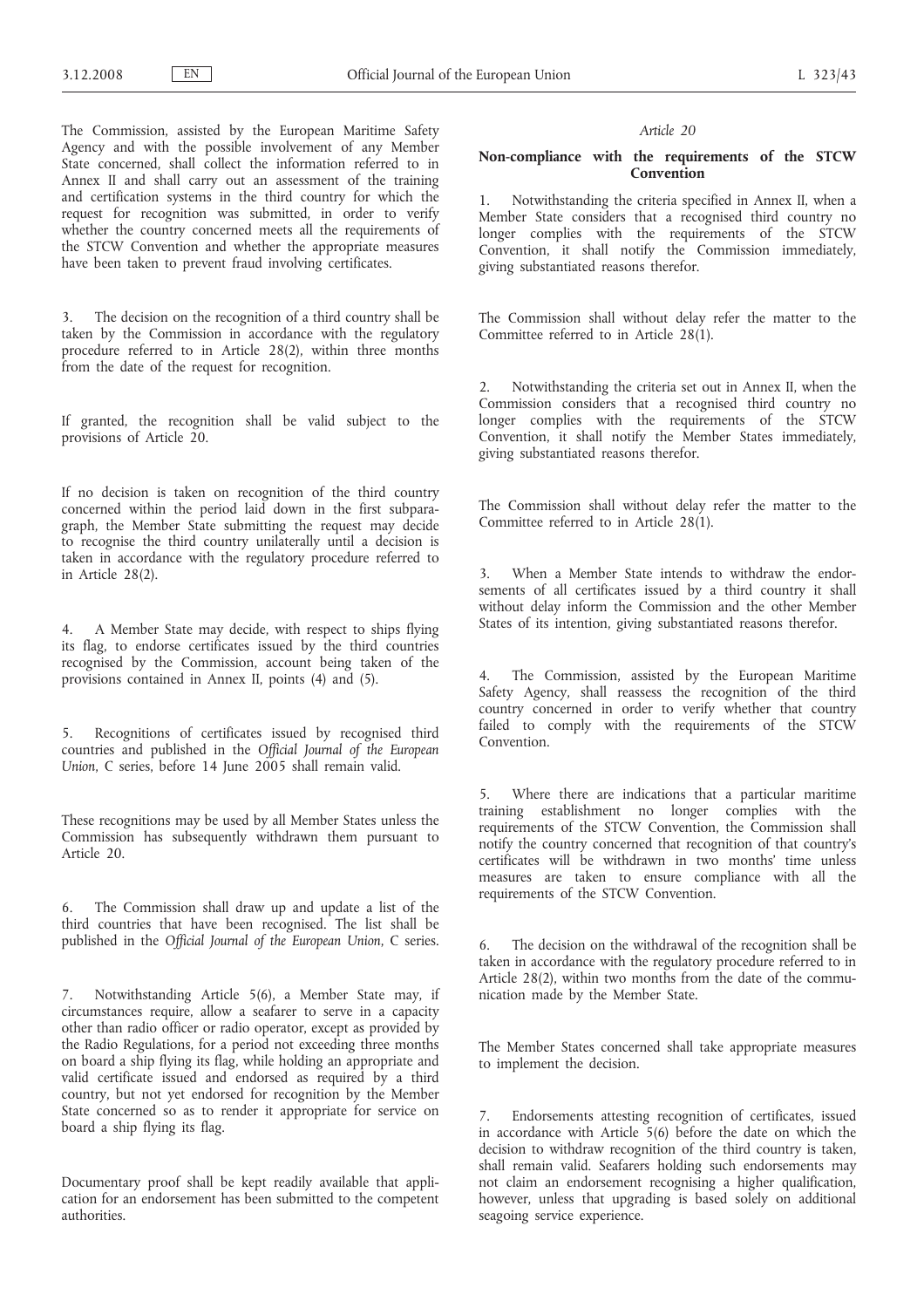The Commission, assisted by the European Maritime Safety Agency and with the possible involvement of any Member State concerned, shall collect the information referred to in Annex II and shall carry out an assessment of the training and certification systems in the third country for which the request for recognition was submitted, in order to verify whether the country concerned meets all the requirements of the STCW Convention and whether the appropriate measures have been taken to prevent fraud involving certificates.

3. The decision on the recognition of a third country shall be taken by the Commission in accordance with the regulatory procedure referred to in Article 28(2), within three months from the date of the request for recognition.

If granted, the recognition shall be valid subject to the provisions of Article 20.

If no decision is taken on recognition of the third country concerned within the period laid down in the first subparagraph, the Member State submitting the request may decide to recognise the third country unilaterally until a decision is taken in accordance with the regulatory procedure referred to in Article 28(2).

4. A Member State may decide, with respect to ships flying its flag, to endorse certificates issued by the third countries recognised by the Commission, account being taken of the provisions contained in Annex II, points (4) and (5).

5. Recognitions of certificates issued by recognised third countries and published in the *Official Journal of the European Union*, C series, before 14 June 2005 shall remain valid.

These recognitions may be used by all Member States unless the Commission has subsequently withdrawn them pursuant to Article 20.

6. The Commission shall draw up and update a list of the third countries that have been recognised. The list shall be published in the *Official Journal of the European Union*, C series.

7. Notwithstanding Article 5(6), a Member State may, if circumstances require, allow a seafarer to serve in a capacity other than radio officer or radio operator, except as provided by the Radio Regulations, for a period not exceeding three months on board a ship flying its flag, while holding an appropriate and valid certificate issued and endorsed as required by a third country, but not yet endorsed for recognition by the Member State concerned so as to render it appropriate for service on board a ship flying its flag.

Documentary proof shall be kept readily available that application for an endorsement has been submitted to the competent authorities.

*Article 20*

**Non-compliance with the requirements of the STCW Convention**

1. Notwithstanding the criteria specified in Annex II, when a Member State considers that a recognised third country no longer complies with the requirements of the STCW Convention, it shall notify the Commission immediately, giving substantiated reasons therefor.

The Commission shall without delay refer the matter to the Committee referred to in Article 28(1).

2. Notwithstanding the criteria set out in Annex II, when the Commission considers that a recognised third country no longer complies with the requirements of the STCW Convention, it shall notify the Member States immediately, giving substantiated reasons therefor.

The Commission shall without delay refer the matter to the Committee referred to in Article 28(1).

3. When a Member State intends to withdraw the endorsements of all certificates issued by a third country it shall without delay inform the Commission and the other Member States of its intention, giving substantiated reasons therefor.

4. The Commission, assisted by the European Maritime Safety Agency, shall reassess the recognition of the third country concerned in order to verify whether that country failed to comply with the requirements of the STCW Convention.

5. Where there are indications that a particular maritime training establishment no longer complies with the requirements of the STCW Convention, the Commission shall notify the country concerned that recognition of that country's certificates will be withdrawn in two months' time unless measures are taken to ensure compliance with all the requirements of the STCW Convention.

6. The decision on the withdrawal of the recognition shall be taken in accordance with the regulatory procedure referred to in Article 28(2), within two months from the date of the communication made by the Member State.

The Member States concerned shall take appropriate measures to implement the decision.

7. Endorsements attesting recognition of certificates, issued in accordance with Article 5(6) before the date on which the decision to withdraw recognition of the third country is taken, shall remain valid. Seafarers holding such endorsements may not claim an endorsement recognising a higher qualification, however, unless that upgrading is based solely on additional seagoing service experience.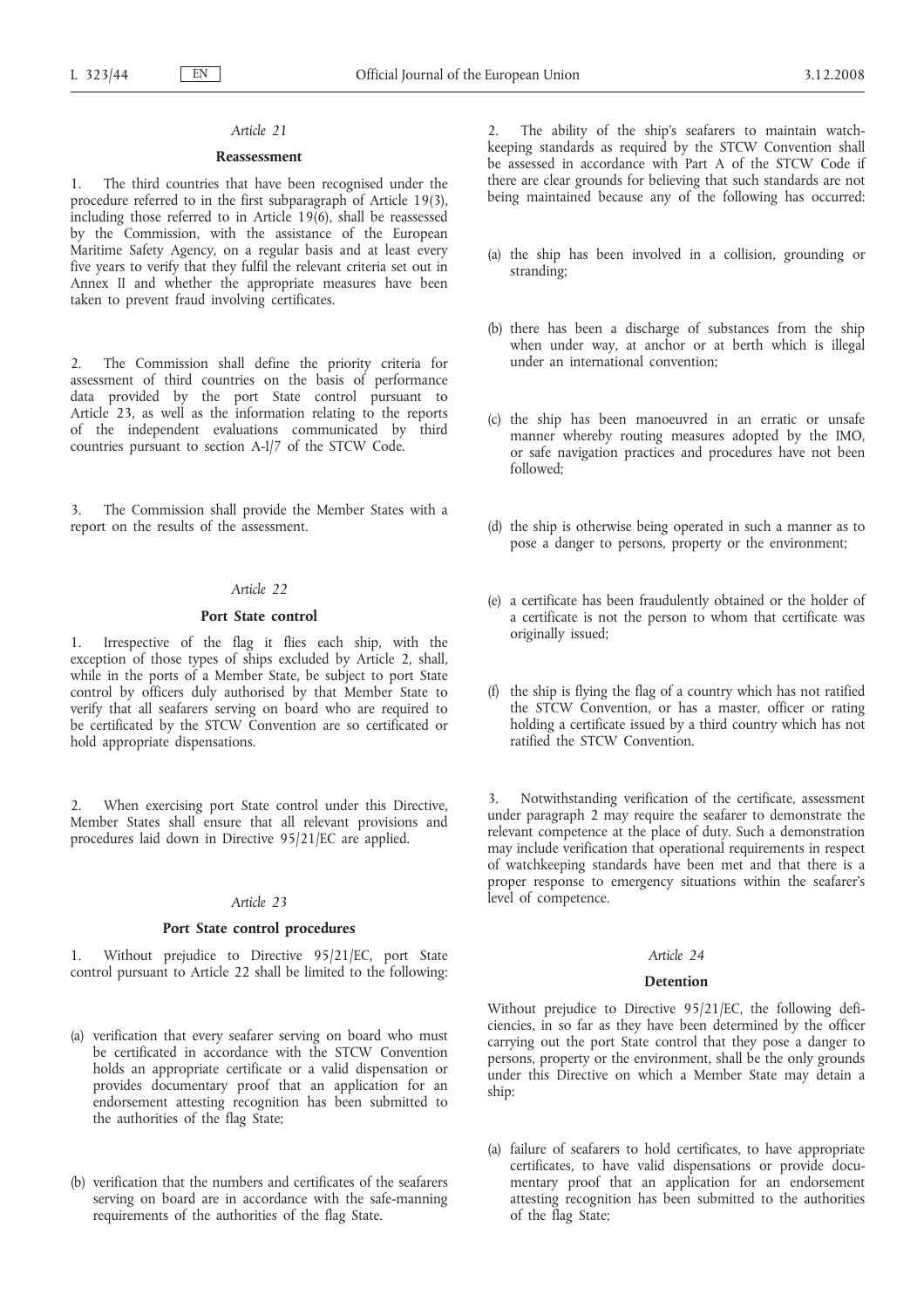*Article 21*

**Reassessment**

1. The third countries that have been recognised under the procedure referred to in the first subparagraph of Article 19(3), including those referred to in Article 19(6), shall be reassessed by the Commission, with the assistance of the European Maritime Safety Agency, on a regular basis and at least every five years to verify that they fulfil the relevant criteria set out in Annex II and whether the appropriate measures have been taken to prevent fraud involving certificates.

2. The Commission shall define the priority criteria for assessment of third countries on the basis of performance data provided by the port State control pursuant to Article 23, as well as the information relating to the reports of the independent evaluations communicated by third countries pursuant to section A-I/7 of the STCW Code.

3. The Commission shall provide the Member States with a report on the results of the assessment.

*Article 22*

**Port State control**

1. Irrespective of the flag it flies each ship, with the exception of those types of ships excluded by Article 2, shall, while in the ports of a Member State, be subject to port State control by officers duly authorised by that Member State to verify that all seafarers serving on board who are required to be certificated by the STCW Convention are so certificated or hold appropriate dispensations.

2. When exercising port State control under this Directive, Member States shall ensure that all relevant provisions and procedures laid down in Directive 95/21/EC are applied.

*Article 23*

**Port State control procedures**

1. Without prejudice to Directive 95/21/EC, port State control pursuant to Article 22 shall be limited to the following:

(a) verification that every seafarer serving on board who must be certificated in accordance with the STCW Convention holds an appropriate certificate or a valid dispensation or provides documentary proof that an application for an endorsement attesting recognition has been submitted to the authorities of the flag State;

(b) verification that the numbers and certificates of the seafarers serving on board are in accordance with the safe-manning requirements of the authorities of the flag State.

2. The ability of the ship's seafarers to maintain watchkeeping standards as required by the STCW Convention shall be assessed in accordance with Part A of the STCW Code if there are clear grounds for believing that such standards are not being maintained because any of the following has occurred:

(a) the ship has been involved in a collision, grounding or stranding;

(b) there has been a discharge of substances from the ship when under way, at anchor or at berth which is illegal under an international convention;

(c) the ship has been manoeuvred in an erratic or unsafe manner whereby routing measures adopted by the IMO, or safe navigation practices and procedures have not been followed;

(d) the ship is otherwise being operated in such a manner as to pose a danger to persons, property or the environment;

(e) a certificate has been fraudulently obtained or the holder of a certificate is not the person to whom that certificate was originally issued;

(f) the ship is flying the flag of a country which has not ratified the STCW Convention, or has a master, officer or rating holding a certificate issued by a third country which has not ratified the STCW Convention.

3. Notwithstanding verification of the certificate, assessment under paragraph 2 may require the seafarer to demonstrate the relevant competence at the place of duty. Such a demonstration may include verification that operational requirements in respect of watchkeeping standards have been met and that there is a proper response to emergency situations within the seafarer's level of competence.

*Article 24*

**Detention**

Without prejudice to Directive 95/21/EC, the following deficiencies, in so far as they have been determined by the officer carrying out the port State control that they pose a danger to persons, property or the environment, shall be the only grounds under this Directive on which a Member State may detain a ship:

(a) failure of seafarers to hold certificates, to have appropriate certificates, to have valid dispensations or provide documentary proof that an application for an endorsement attesting recognition has been submitted to the authorities of the flag State;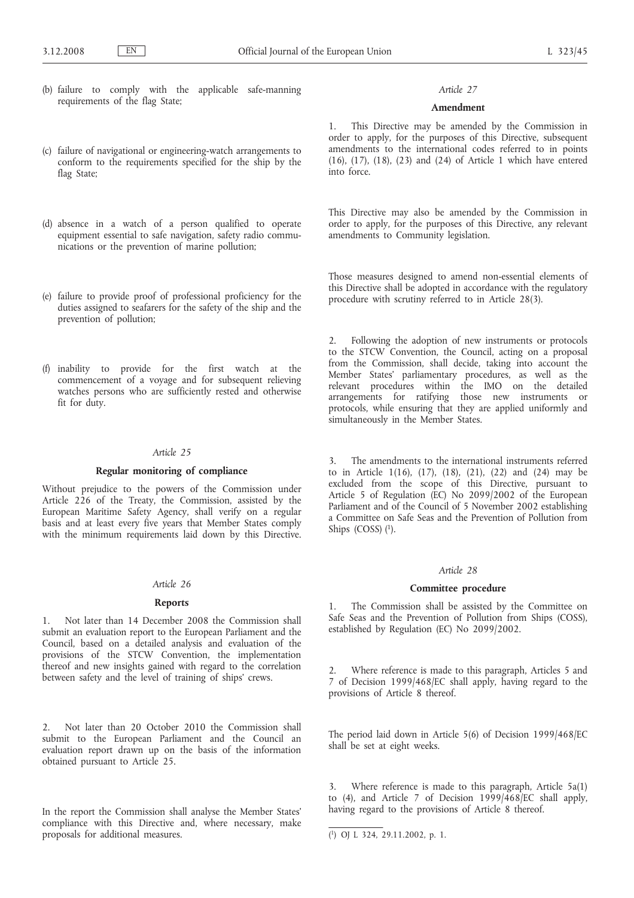(b) failure to comply with the applicable safe-manning requirements of the flag State;

(c) failure of navigational or engineering-watch arrangements to conform to the requirements specified for the ship by the flag State;

(d) absence in a watch of a person qualified to operate equipment essential to safe navigation, safety radio communications or the prevention of marine pollution;

(e) failure to provide proof of professional proficiency for the duties assigned to seafarers for the safety of the ship and the prevention of pollution;

(f) inability to provide for the first watch at the commencement of a voyage and for subsequent relieving watches persons who are sufficiently rested and otherwise fit for duty.

*Article 25*

**Regular monitoring of compliance**

Without prejudice to the powers of the Commission under Article 226 of the Treaty, the Commission, assisted by the European Maritime Safety Agency, shall verify on a regular basis and at least every five years that Member States comply with the minimum requirements laid down by this Directive.

*Article 26*

**Reports**

1. Not later than 14 December 2008 the Commission shall submit an evaluation report to the European Parliament and the Council, based on a detailed analysis and evaluation of the provisions of the STCW Convention, the implementation thereof and new insights gained with regard to the correlation between safety and the level of training of ships' crews.

2. Not later than 20 October 2010 the Commission shall submit to the European Parliament and the Council an evaluation report drawn up on the basis of the information obtained pursuant to Article 25.

In the report the Commission shall analyse the Member States' compliance with this Directive and, where necessary, make proposals for additional measures.

*Article 27*

**Amendment**

1. This Directive may be amended by the Commission in order to apply, for the purposes of this Directive, subsequent amendments to the international codes referred to in points (16), (17), (18), (23) and (24) of Article 1 which have entered into force.

This Directive may also be amended by the Commission in order to apply, for the purposes of this Directive, any relevant amendments to Community legislation.

Those measures designed to amend non-essential elements of this Directive shall be adopted in accordance with the regulatory procedure with scrutiny referred to in Article 28(3).

2. Following the adoption of new instruments or protocols to the STCW Convention, the Council, acting on a proposal from the Commission, shall decide, taking into account the Member States' parliamentary procedures, as well as the relevant procedures within the IMO on the detailed arrangements for ratifying those new instruments or protocols, while ensuring that they are applied uniformly and simultaneously in the Member States.

3. The amendments to the international instruments referred to in Article 1(16), (17), (18), (21), (22) and (24) may be excluded from the scope of this Directive, pursuant to Article 5 of Regulation (EC) No 2099/2002 of the European Parliament and of the Council of 5 November 2002 establishing a Committee on Safe Seas and the Prevention of Pollution from Ships (COSS) [1].

*Article 28*

**Committee procedure**

1. The Commission shall be assisted by the Committee on Safe Seas and the Prevention of Pollution from Ships (COSS), established by Regulation (EC) No 2099/2002.

2. Where reference is made to this paragraph, Articles 5 and 7 of Decision 1999/468/EC shall apply, having regard to the provisions of Article 8 thereof.

The period laid down in Article 5(6) of Decision 1999/468/EC shall be set at eight weeks.

3. Where reference is made to this paragraph, Article 5a(1) to (4), and Article 7 of Decision 1999/468/EC shall apply, having regard to the provisions of Article 8 thereof.

[1] OJ L 324, 29.11.2002, p. 1.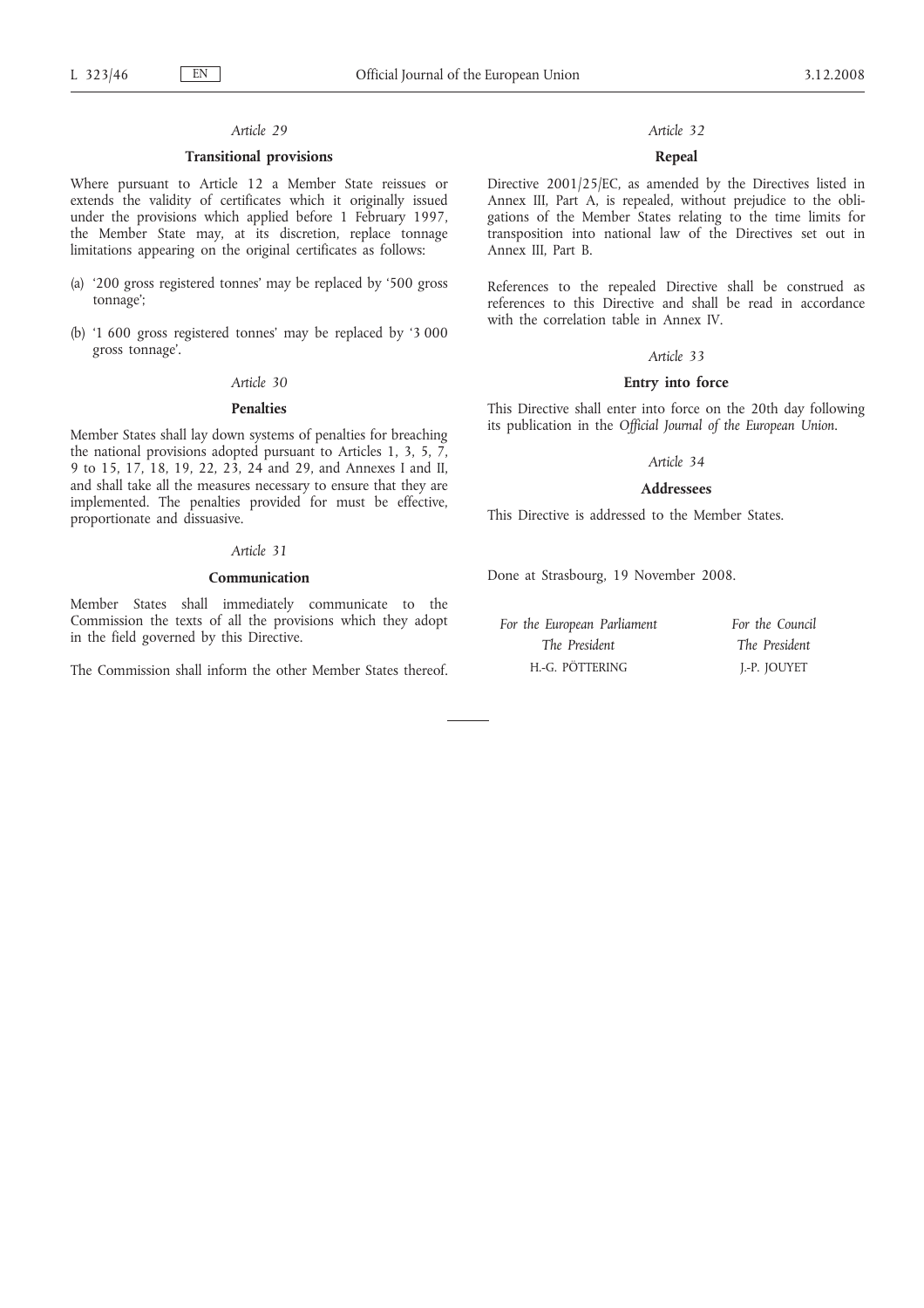*Article 29*

**Transitional provisions**

Where pursuant to Article 12 a Member State reissues or extends the validity of certificates which it originally issued under the provisions which applied before 1 February 1997, the Member State may, at its discretion, replace tonnage limitations appearing on the original certificates as follows:

(a) '200 gross registered tonnes' may be replaced by '500 gross tonnage';

(b) '1 600 gross registered tonnes' may be replaced by '3 000 gross tonnage'.

*Article 30*

**Penalties**

Member States shall lay down systems of penalties for breaching the national provisions adopted pursuant to Articles 1, 3, 5, 7, 9 to 15, 17, 18, 19, 22, 23, 24 and 29, and Annexes I and II, and shall take all the measures necessary to ensure that they are implemented. The penalties provided for must be effective, proportionate and dissuasive.

*Article 31*

**Communication**

Member States shall immediately communicate to the Commission the texts of all the provisions which they adopt in the field governed by this Directive.

The Commission shall inform the other Member States thereof.

*Article 32*

**Repeal**

Directive 2001/25/EC, as amended by the Directives listed in Annex III, Part A, is repealed, without prejudice to the obligations of the Member States relating to the time limits for transposition into national law of the Directives set out in Annex III, Part B.

References to the repealed Directive shall be construed as references to this Directive and shall be read in accordance with the correlation table in Annex IV.

*Article 33*

**Entry into force**

This Directive shall enter into force on the 20th day following its publication in the *Official Journal of the European Union*.

*Article 34*

**Addressees**

This Directive is addressed to the Member States.

Done at Strasbourg, 19 November 2008.

| *For the European Parliament* | *For the Council* |
|---|---|
| *The President* | *The President* |
| H.-G. PÖTTERING | J.-P. JOUYET |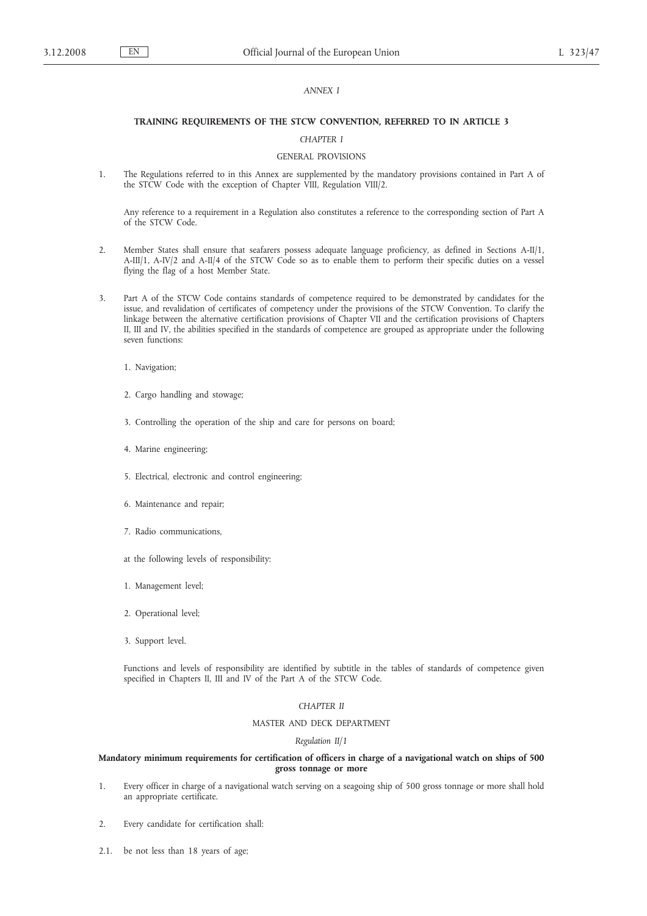*ANNEX I*

## TRAINING REQUIREMENTS OF THE STCW CONVENTION, REFERRED TO IN ARTICLE 3

*CHAPTER I*

### GENERAL PROVISIONS

1. The Regulations referred to in this Annex are supplemented by the mandatory provisions contained in Part A of the STCW Code with the exception of Chapter VIII, Regulation VIII/2.

   Any reference to a requirement in a Regulation also constitutes a reference to the corresponding section of Part A of the STCW Code.

2. Member States shall ensure that seafarers possess adequate language proficiency, as defined in Sections A-II/1, A-III/1, A-IV/2 and A-II/4 of the STCW Code so as to enable them to perform their specific duties on a vessel flying the flag of a host Member State.

3. Part A of the STCW Code contains standards of competence required to be demonstrated by candidates for the issue, and revalidation of certificates of competency under the provisions of the STCW Convention. To clarify the linkage between the alternative certification provisions of Chapter VII and the certification provisions of Chapters II, III and IV, the abilities specified in the standards of competence are grouped as appropriate under the following seven functions:

   1. Navigation;

   2. Cargo handling and stowage;

   3. Controlling the operation of the ship and care for persons on board;

   4. Marine engineering;

   5. Electrical, electronic and control engineering;

   6. Maintenance and repair;

   7. Radio communications,

   at the following levels of responsibility:

   1. Management level;

   2. Operational level;

   3. Support level.

   Functions and levels of responsibility are identified by subtitle in the tables of standards of competence given specified in Chapters II, III and IV of the Part A of the STCW Code.

*CHAPTER II*

### MASTER AND DECK DEPARTMENT

*Regulation II/1*

**Mandatory minimum requirements for certification of officers in charge of a navigational watch on ships of 500 gross tonnage or more**

1. Every officer in charge of a navigational watch serving on a seagoing ship of 500 gross tonnage or more shall hold an appropriate certificate.

2. Every candidate for certification shall:

2.1. be not less than 18 years of age;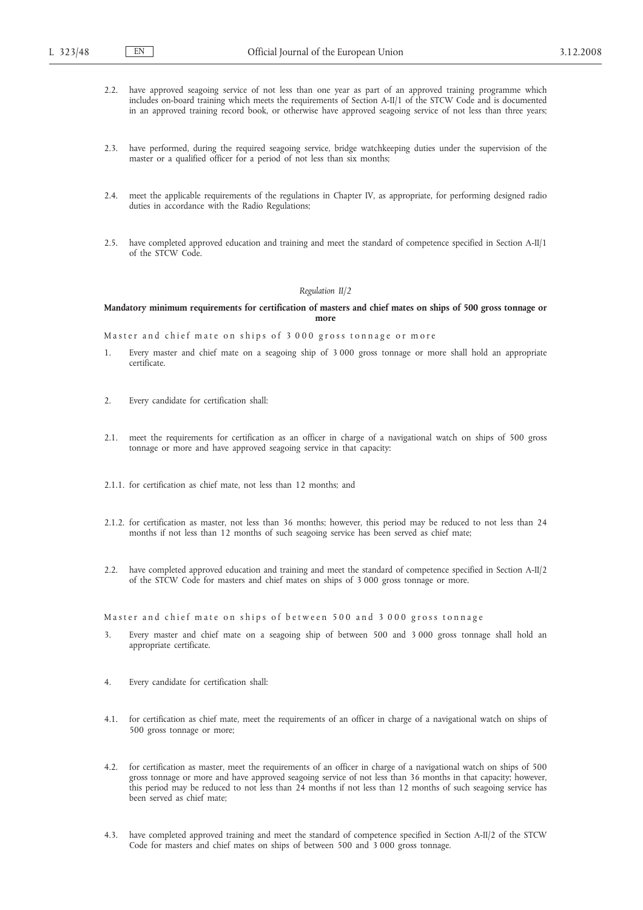2.2. have approved seagoing service of not less than one year as part of an approved training programme which includes on-board training which meets the requirements of Section A-II/1 of the STCW Code and is documented in an approved training record book, or otherwise have approved seagoing service of not less than three years;

2.3. have performed, during the required seagoing service, bridge watchkeeping duties under the supervision of the master or a qualified officer for a period of not less than six months;

2.4. meet the applicable requirements of the regulations in Chapter IV, as appropriate, for performing designed radio duties in accordance with the Radio Regulations;

2.5. have completed approved education and training and meet the standard of competence specified in Section A-II/1 of the STCW Code.

*Regulation II/2*

**Mandatory minimum requirements for certification of masters and chief mates on ships of 500 gross tonnage or more**

Master and chief mate on ships of 3 000 gross tonnage or more

1. Every master and chief mate on a seagoing ship of 3 000 gross tonnage or more shall hold an appropriate certificate.

2. Every candidate for certification shall:

2.1. meet the requirements for certification as an officer in charge of a navigational watch on ships of 500 gross tonnage or more and have approved seagoing service in that capacity:

2.1.1. for certification as chief mate, not less than 12 months; and

2.1.2. for certification as master, not less than 36 months; however, this period may be reduced to not less than 24 months if not less than 12 months of such seagoing service has been served as chief mate;

2.2. have completed approved education and training and meet the standard of competence specified in Section A-II/2 of the STCW Code for masters and chief mates on ships of 3 000 gross tonnage or more.

Master and chief mate on ships of between 500 and 3 000 gross tonnage

3. Every master and chief mate on a seagoing ship of between 500 and 3 000 gross tonnage shall hold an appropriate certificate.

4. Every candidate for certification shall:

4.1. for certification as chief mate, meet the requirements of an officer in charge of a navigational watch on ships of 500 gross tonnage or more;

4.2. for certification as master, meet the requirements of an officer in charge of a navigational watch on ships of 500 gross tonnage or more and have approved seagoing service of not less than 36 months in that capacity; however, this period may be reduced to not less than 24 months if not less than 12 months of such seagoing service has been served as chief mate;

4.3. have completed approved training and meet the standard of competence specified in Section A-II/2 of the STCW Code for masters and chief mates on ships of between 500 and 3 000 gross tonnage.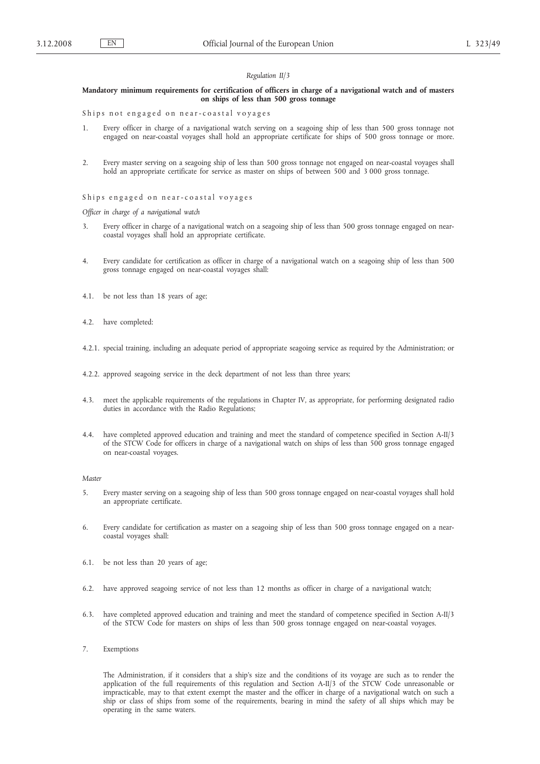*Regulation II/3*

**Mandatory minimum requirements for certification of officers in charge of a navigational watch and of masters on ships of less than 500 gross tonnage**

Ships not engaged on near-coastal voyages

1. Every officer in charge of a navigational watch serving on a seagoing ship of less than 500 gross tonnage not engaged on near-coastal voyages shall hold an appropriate certificate for ships of 500 gross tonnage or more.

2. Every master serving on a seagoing ship of less than 500 gross tonnage not engaged on near-coastal voyages shall hold an appropriate certificate for service as master on ships of between 500 and 3 000 gross tonnage.

Ships engaged on near-coastal voyages

*Officer in charge of a navigational watch*

3. Every officer in charge of a navigational watch on a seagoing ship of less than 500 gross tonnage engaged on near-coastal voyages shall hold an appropriate certificate.

4. Every candidate for certification as officer in charge of a navigational watch on a seagoing ship of less than 500 gross tonnage engaged on near-coastal voyages shall:

4.1. be not less than 18 years of age;

4.2. have completed:

4.2.1. special training, including an adequate period of appropriate seagoing service as required by the Administration; or

4.2.2. approved seagoing service in the deck department of not less than three years;

4.3. meet the applicable requirements of the regulations in Chapter IV, as appropriate, for performing designated radio duties in accordance with the Radio Regulations;

4.4. have completed approved education and training and meet the standard of competence specified in Section A-II/3 of the STCW Code for officers in charge of a navigational watch on ships of less than 500 gross tonnage engaged on near-coastal voyages.

*Master*

5. Every master serving on a seagoing ship of less than 500 gross tonnage engaged on near-coastal voyages shall hold an appropriate certificate.

6. Every candidate for certification as master on a seagoing ship of less than 500 gross tonnage engaged on a near-coastal voyages shall:

6.1. be not less than 20 years of age;

6.2. have approved seagoing service of not less than 12 months as officer in charge of a navigational watch;

6.3. have completed approved education and training and meet the standard of competence specified in Section A-II/3 of the STCW Code for masters on ships of less than 500 gross tonnage engaged on near-coastal voyages.

7. Exemptions

The Administration, if it considers that a ship's size and the conditions of its voyage are such as to render the application of the full requirements of this regulation and Section A-II/3 of the STCW Code unreasonable or impracticable, may to that extent exempt the master and the officer in charge of a navigational watch on such a ship or class of ships from some of the requirements, bearing in mind the safety of all ships which may be operating in the same waters.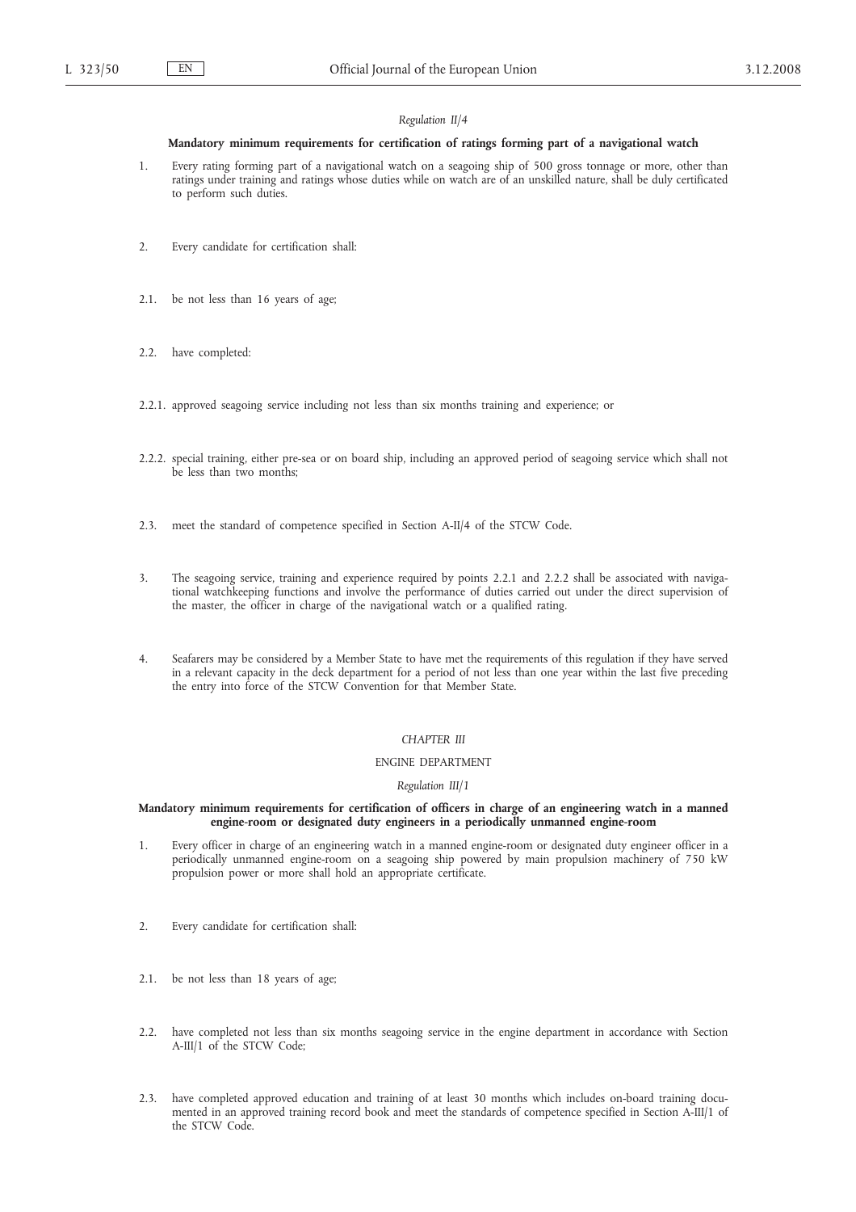*Regulation II/4*

**Mandatory minimum requirements for certification of ratings forming part of a navigational watch**

1. Every rating forming part of a navigational watch on a seagoing ship of 500 gross tonnage or more, other than ratings under training and ratings whose duties while on watch are of an unskilled nature, shall be duly certificated to perform such duties.

2. Every candidate for certification shall:

2.1. be not less than 16 years of age;

2.2. have completed:

2.2.1. approved seagoing service including not less than six months training and experience; or

2.2.2. special training, either pre-sea or on board ship, including an approved period of seagoing service which shall not be less than two months;

2.3. meet the standard of competence specified in Section A-II/4 of the STCW Code.

3. The seagoing service, training and experience required by points 2.2.1 and 2.2.2 shall be associated with navigational watchkeeping functions and involve the performance of duties carried out under the direct supervision of the master, the officer in charge of the navigational watch or a qualified rating.

4. Seafarers may be considered by a Member State to have met the requirements of this regulation if they have served in a relevant capacity in the deck department for a period of not less than one year within the last five preceding the entry into force of the STCW Convention for that Member State.

*CHAPTER III*

ENGINE DEPARTMENT

*Regulation III/1*

**Mandatory minimum requirements for certification of officers in charge of an engineering watch in a manned engine-room or designated duty engineers in a periodically unmanned engine-room**

1. Every officer in charge of an engineering watch in a manned engine-room or designated duty engineer officer in a periodically unmanned engine-room on a seagoing ship powered by main propulsion machinery of 750 kW propulsion power or more shall hold an appropriate certificate.

2. Every candidate for certification shall:

2.1. be not less than 18 years of age;

2.2. have completed not less than six months seagoing service in the engine department in accordance with Section A-III/1 of the STCW Code;

2.3. have completed approved education and training of at least 30 months which includes on-board training documented in an approved training record book and meet the standards of competence specified in Section A-III/1 of the STCW Code.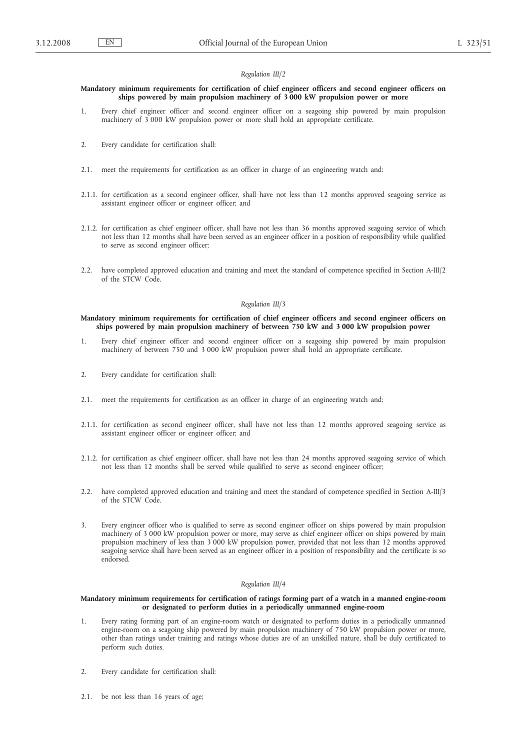*Regulation III/2*

**Mandatory minimum requirements for certification of chief engineer officers and second engineer officers on ships powered by main propulsion machinery of 3 000 kW propulsion power or more**

1. Every chief engineer officer and second engineer officer on a seagoing ship powered by main propulsion machinery of 3 000 kW propulsion power or more shall hold an appropriate certificate.

2. Every candidate for certification shall:

2.1. meet the requirements for certification as an officer in charge of an engineering watch and:

2.1.1. for certification as a second engineer officer, shall have not less than 12 months approved seagoing service as assistant engineer officer or engineer officer; and

2.1.2. for certification as chief engineer officer, shall have not less than 36 months approved seagoing service of which not less than 12 months shall have been served as an engineer officer in a position of responsibility while qualified to serve as second engineer officer;

2.2. have completed approved education and training and meet the standard of competence specified in Section A-III/2 of the STCW Code.

*Regulation III/3*

**Mandatory minimum requirements for certification of chief engineer officers and second engineer officers on ships powered by main propulsion machinery of between 750 kW and 3 000 kW propulsion power**

1. Every chief engineer officer and second engineer officer on a seagoing ship powered by main propulsion machinery of between 750 and 3 000 kW propulsion power shall hold an appropriate certificate.

2. Every candidate for certification shall:

2.1. meet the requirements for certification as an officer in charge of an engineering watch and:

2.1.1. for certification as second engineer officer, shall have not less than 12 months approved seagoing service as assistant engineer officer or engineer officer; and

2.1.2. for certification as chief engineer officer, shall have not less than 24 months approved seagoing service of which not less than 12 months shall be served while qualified to serve as second engineer officer;

2.2. have completed approved education and training and meet the standard of competence specified in Section A-III/3 of the STCW Code.

3. Every engineer officer who is qualified to serve as second engineer officer on ships powered by main propulsion machinery of 3 000 kW propulsion power or more, may serve as chief engineer officer on ships powered by main propulsion machinery of less than 3 000 kW propulsion power, provided that not less than 12 months approved seagoing service shall have been served as an engineer officer in a position of responsibility and the certificate is so endorsed.

*Regulation III/4*

**Mandatory minimum requirements for certification of ratings forming part of a watch in a manned engine-room or designated to perform duties in a periodically unmanned engine-room**

1. Every rating forming part of an engine-room watch or designated to perform duties in a periodically unmanned engine-room on a seagoing ship powered by main propulsion machinery of 750 kW propulsion power or more, other than ratings under training and ratings whose duties are of an unskilled nature, shall be duly certificated to perform such duties.

2. Every candidate for certification shall:

2.1. be not less than 16 years of age;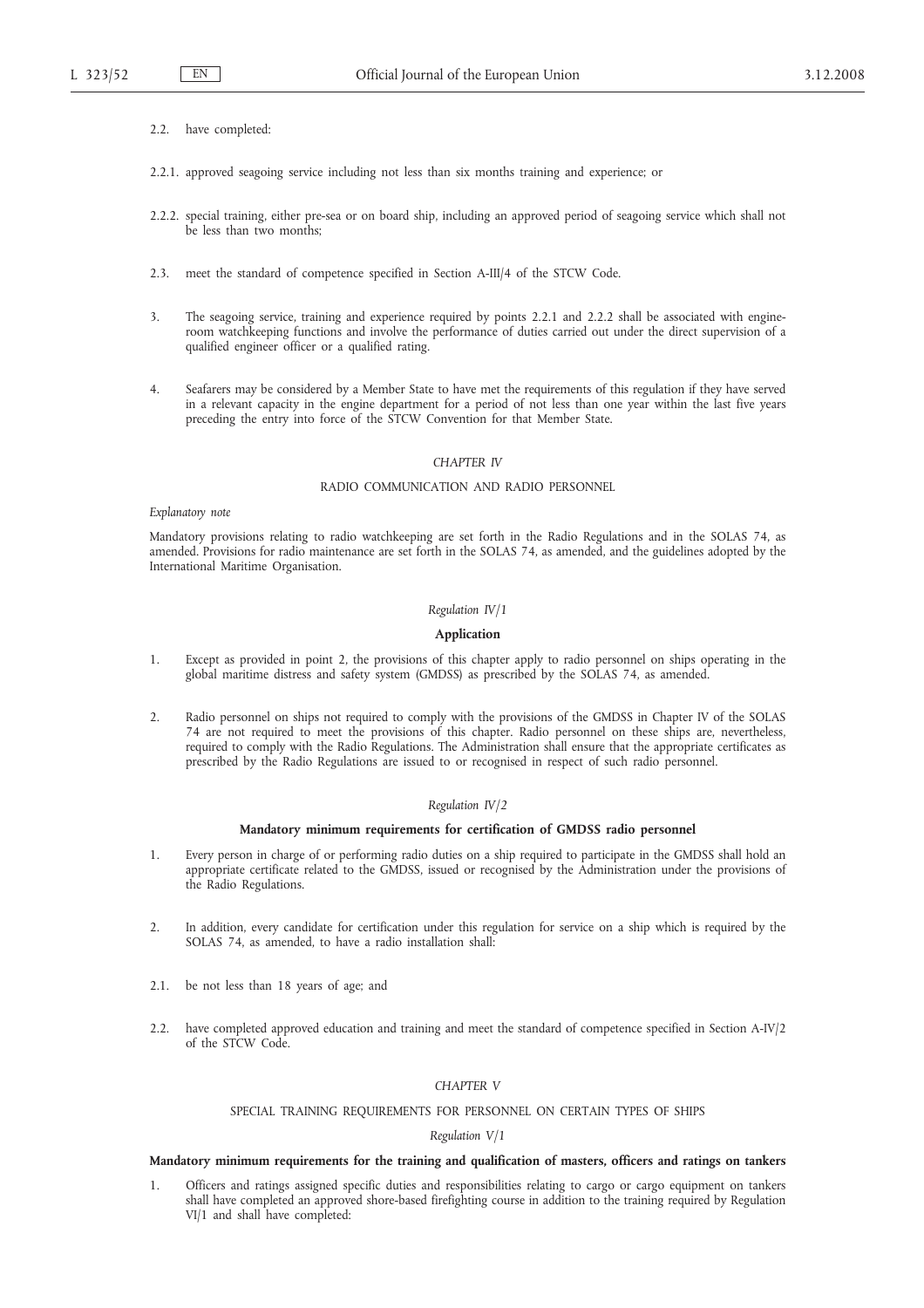2.2. have completed:

2.2.1. approved seagoing service including not less than six months training and experience; or

2.2.2. special training, either pre-sea or on board ship, including an approved period of seagoing service which shall not be less than two months;

2.3. meet the standard of competence specified in Section A-III/4 of the STCW Code.

3. The seagoing service, training and experience required by points 2.2.1 and 2.2.2 shall be associated with engine-room watchkeeping functions and involve the performance of duties carried out under the direct supervision of a qualified engineer officer or a qualified rating.

4. Seafarers may be considered by a Member State to have met the requirements of this regulation if they have served in a relevant capacity in the engine department for a period of not less than one year within the last five years preceding the entry into force of the STCW Convention for that Member State.

## *CHAPTER IV*

## RADIO COMMUNICATION AND RADIO PERSONNEL

*Explanatory note*

Mandatory provisions relating to radio watchkeeping are set forth in the Radio Regulations and in the SOLAS 74, as amended. Provisions for radio maintenance are set forth in the SOLAS 74, as amended, and the guidelines adopted by the International Maritime Organisation.

### *Regulation IV/1*

### **Application**

1. Except as provided in point 2, the provisions of this chapter apply to radio personnel on ships operating in the global maritime distress and safety system (GMDSS) as prescribed by the SOLAS 74, as amended.

2. Radio personnel on ships not required to comply with the provisions of the GMDSS in Chapter IV of the SOLAS 74 are not required to meet the provisions of this chapter. Radio personnel on these ships are, nevertheless, required to comply with the Radio Regulations. The Administration shall ensure that the appropriate certificates as prescribed by the Radio Regulations are issued to or recognised in respect of such radio personnel.

### *Regulation IV/2*

### **Mandatory minimum requirements for certification of GMDSS radio personnel**

1. Every person in charge of or performing radio duties on a ship required to participate in the GMDSS shall hold an appropriate certificate related to the GMDSS, issued or recognised by the Administration under the provisions of the Radio Regulations.

2. In addition, every candidate for certification under this regulation for service on a ship which is required by the SOLAS 74, as amended, to have a radio installation shall:

2.1. be not less than 18 years of age; and

2.2. have completed approved education and training and meet the standard of competence specified in Section A-IV/2 of the STCW Code.

## *CHAPTER V*

## SPECIAL TRAINING REQUIREMENTS FOR PERSONNEL ON CERTAIN TYPES OF SHIPS

### *Regulation V/1*

### **Mandatory minimum requirements for the training and qualification of masters, officers and ratings on tankers**

1. Officers and ratings assigned specific duties and responsibilities relating to cargo or cargo equipment on tankers shall have completed an approved shore-based firefighting course in addition to the training required by Regulation VI/1 and shall have completed: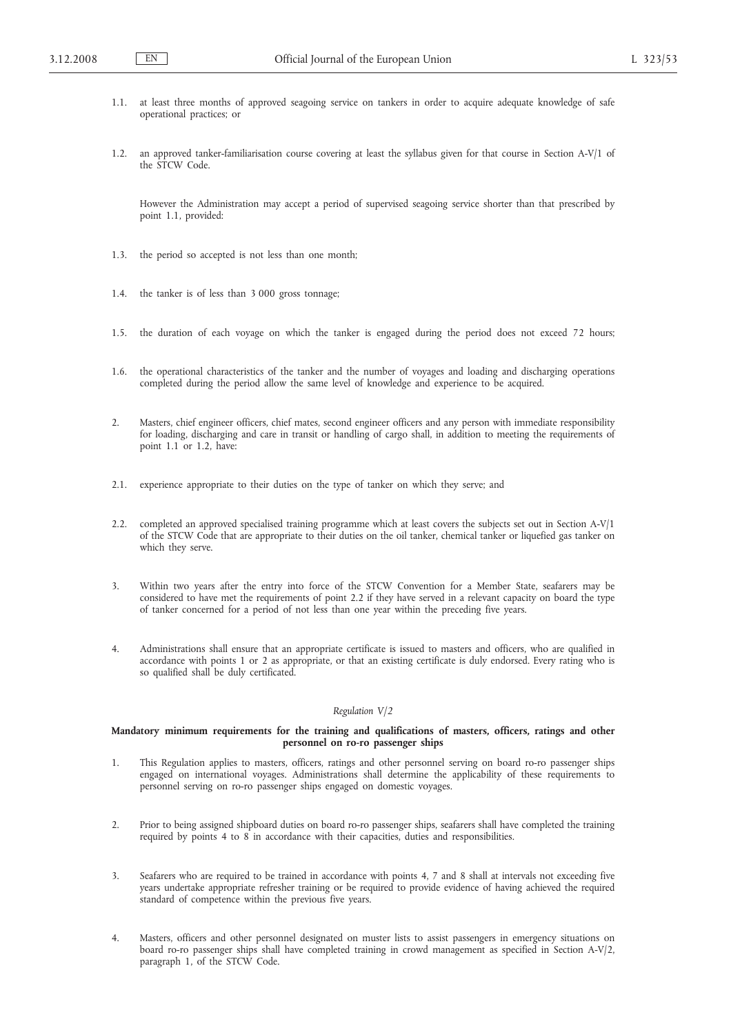1.1. at least three months of approved seagoing service on tankers in order to acquire adequate knowledge of safe operational practices; or

1.2. an approved tanker-familiarisation course covering at least the syllabus given for that course in Section A-V/1 of the STCW Code.

However the Administration may accept a period of supervised seagoing service shorter than that prescribed by point 1.1, provided:

1.3. the period so accepted is not less than one month;

1.4. the tanker is of less than 3 000 gross tonnage;

1.5. the duration of each voyage on which the tanker is engaged during the period does not exceed 72 hours;

1.6. the operational characteristics of the tanker and the number of voyages and loading and discharging operations completed during the period allow the same level of knowledge and experience to be acquired.

2. Masters, chief engineer officers, chief mates, second engineer officers and any person with immediate responsibility for loading, discharging and care in transit or handling of cargo shall, in addition to meeting the requirements of point 1.1 or 1.2, have:

2.1. experience appropriate to their duties on the type of tanker on which they serve; and

2.2. completed an approved specialised training programme which at least covers the subjects set out in Section A-V/1 of the STCW Code that are appropriate to their duties on the oil tanker, chemical tanker or liquefied gas tanker on which they serve.

3. Within two years after the entry into force of the STCW Convention for a Member State, seafarers may be considered to have met the requirements of point 2.2 if they have served in a relevant capacity on board the type of tanker concerned for a period of not less than one year within the preceding five years.

4. Administrations shall ensure that an appropriate certificate is issued to masters and officers, who are qualified in accordance with points 1 or 2 as appropriate, or that an existing certificate is duly endorsed. Every rating who is so qualified shall be duly certificated.

*Regulation V/2*

**Mandatory minimum requirements for the training and qualifications of masters, officers, ratings and other personnel on ro-ro passenger ships**

1. This Regulation applies to masters, officers, ratings and other personnel serving on board ro-ro passenger ships engaged on international voyages. Administrations shall determine the applicability of these requirements to personnel serving on ro-ro passenger ships engaged on domestic voyages.

2. Prior to being assigned shipboard duties on board ro-ro passenger ships, seafarers shall have completed the training required by points 4 to 8 in accordance with their capacities, duties and responsibilities.

3. Seafarers who are required to be trained in accordance with points 4, 7 and 8 shall at intervals not exceeding five years undertake appropriate refresher training or be required to provide evidence of having achieved the required standard of competence within the previous five years.

4. Masters, officers and other personnel designated on muster lists to assist passengers in emergency situations on board ro-ro passenger ships shall have completed training in crowd management as specified in Section A-V/2, paragraph 1, of the STCW Code.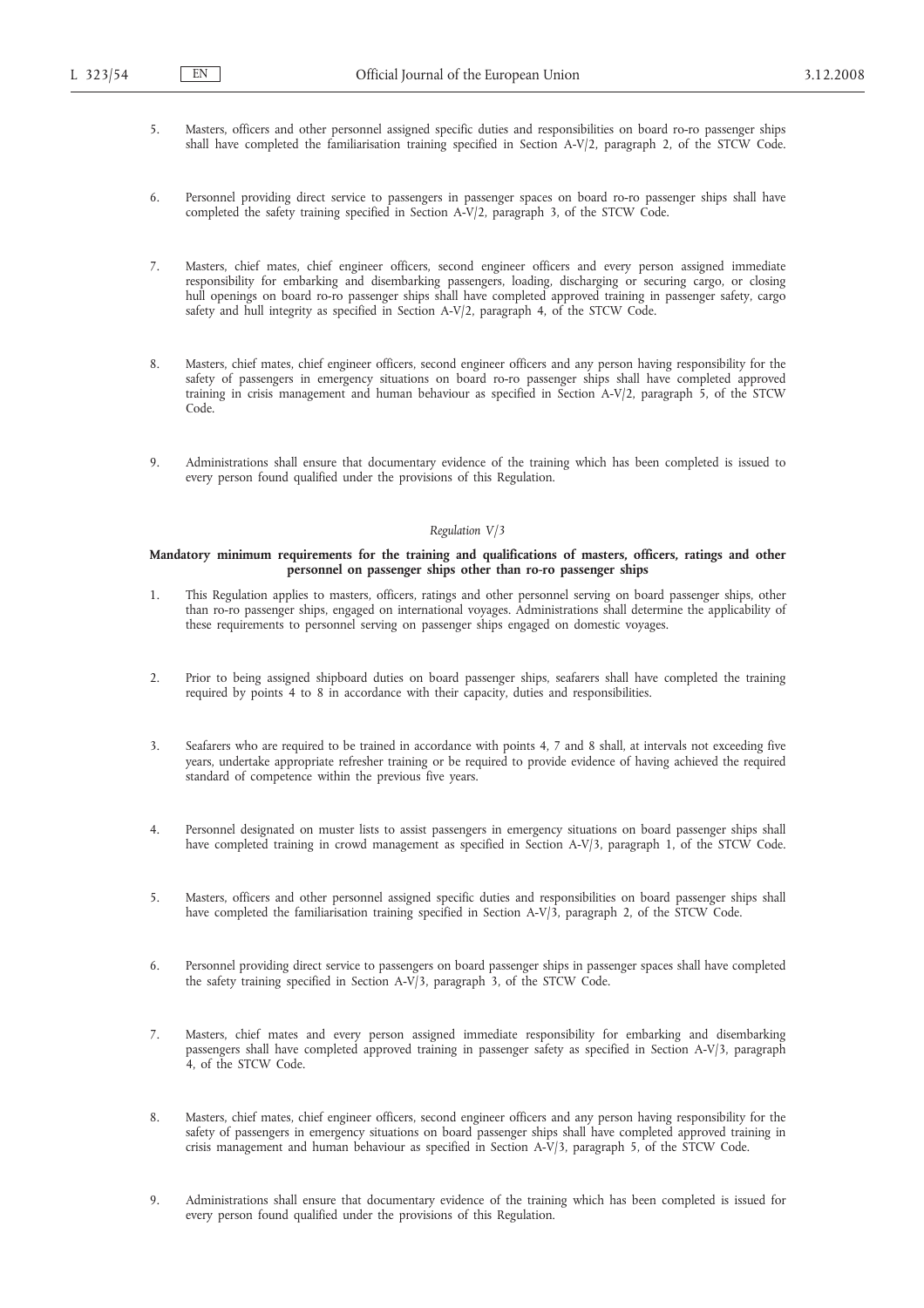5. Masters, officers and other personnel assigned specific duties and responsibilities on board ro-ro passenger ships shall have completed the familiarisation training specified in Section A-V/2, paragraph 2, of the STCW Code.

6. Personnel providing direct service to passengers in passenger spaces on board ro-ro passenger ships shall have completed the safety training specified in Section A-V/2, paragraph 3, of the STCW Code.

7. Masters, chief mates, chief engineer officers, second engineer officers and every person assigned immediate responsibility for embarking and disembarking passengers, loading, discharging or securing cargo, or closing hull openings on board ro-ro passenger ships shall have completed approved training in passenger safety, cargo safety and hull integrity as specified in Section A-V/2, paragraph 4, of the STCW Code.

8. Masters, chief mates, chief engineer officers, second engineer officers and any person having responsibility for the safety of passengers in emergency situations on board ro-ro passenger ships shall have completed approved training in crisis management and human behaviour as specified in Section A-V/2, paragraph 5, of the STCW Code.

9. Administrations shall ensure that documentary evidence of the training which has been completed is issued to every person found qualified under the provisions of this Regulation.

*Regulation V/3*

**Mandatory minimum requirements for the training and qualifications of masters, officers, ratings and other personnel on passenger ships other than ro-ro passenger ships**

1. This Regulation applies to masters, officers, ratings and other personnel serving on board passenger ships, other than ro-ro passenger ships, engaged on international voyages. Administrations shall determine the applicability of these requirements to personnel serving on passenger ships engaged on domestic voyages.

2. Prior to being assigned shipboard duties on board passenger ships, seafarers shall have completed the training required by points 4 to 8 in accordance with their capacity, duties and responsibilities.

3. Seafarers who are required to be trained in accordance with points 4, 7 and 8 shall, at intervals not exceeding five years, undertake appropriate refresher training or be required to provide evidence of having achieved the required standard of competence within the previous five years.

4. Personnel designated on muster lists to assist passengers in emergency situations on board passenger ships shall have completed training in crowd management as specified in Section A-V/3, paragraph 1, of the STCW Code.

5. Masters, officers and other personnel assigned specific duties and responsibilities on board passenger ships shall have completed the familiarisation training specified in Section A-V/3, paragraph 2, of the STCW Code.

6. Personnel providing direct service to passengers on board passenger ships in passenger spaces shall have completed the safety training specified in Section A-V/3, paragraph 3, of the STCW Code.

7. Masters, chief mates and every person assigned immediate responsibility for embarking and disembarking passengers shall have completed approved training in passenger safety as specified in Section A-V/3, paragraph 4, of the STCW Code.

8. Masters, chief mates, chief engineer officers, second engineer officers and any person having responsibility for the safety of passengers in emergency situations on board passenger ships shall have completed approved training in crisis management and human behaviour as specified in Section A-V/3, paragraph 5, of the STCW Code.

9. Administrations shall ensure that documentary evidence of the training which has been completed is issued for every person found qualified under the provisions of this Regulation.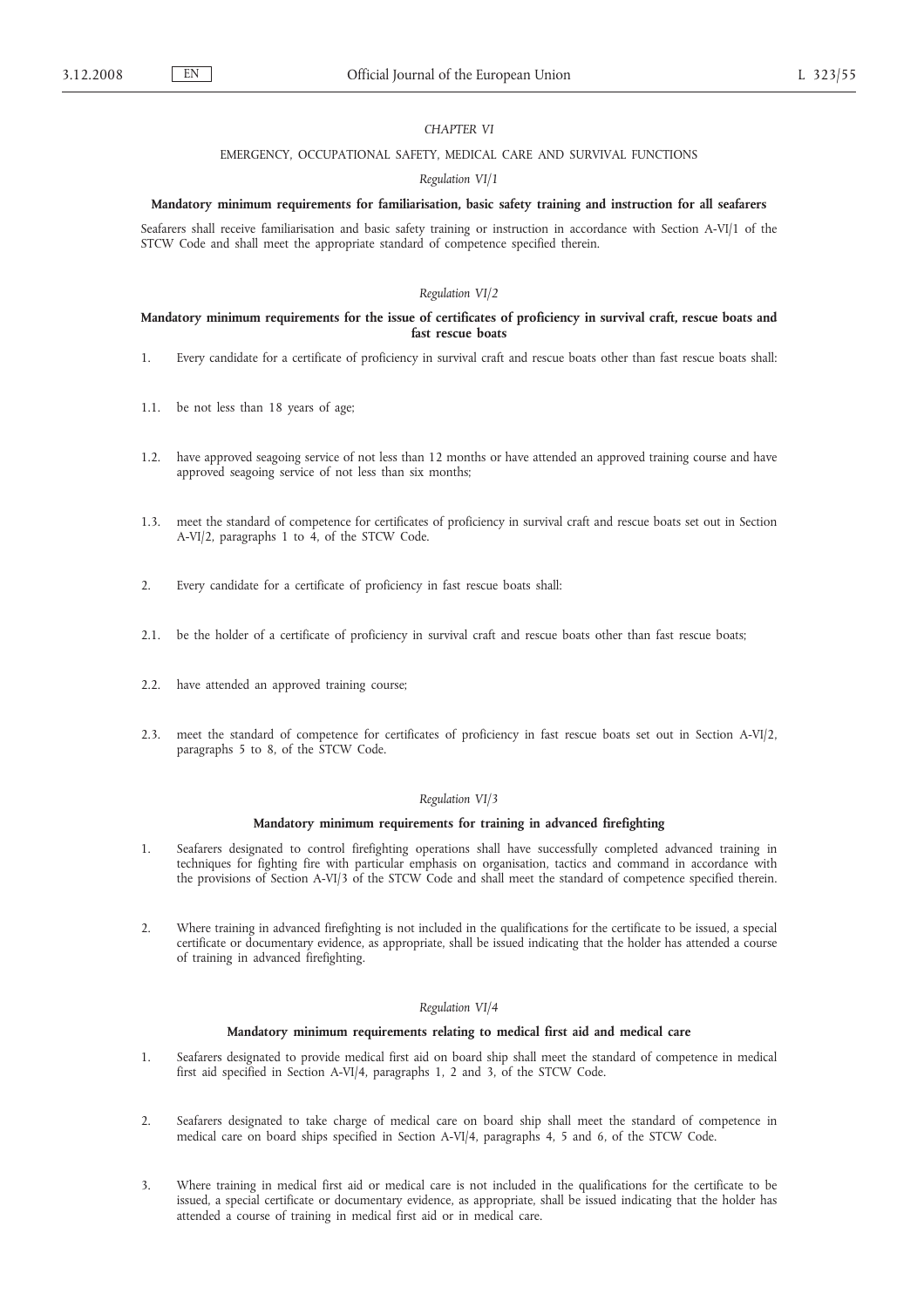*CHAPTER VI*

EMERGENCY, OCCUPATIONAL SAFETY, MEDICAL CARE AND SURVIVAL FUNCTIONS

*Regulation VI/1*

**Mandatory minimum requirements for familiarisation, basic safety training and instruction for all seafarers**

Seafarers shall receive familiarisation and basic safety training or instruction in accordance with Section A-VI/1 of the STCW Code and shall meet the appropriate standard of competence specified therein.

*Regulation VI/2*

**Mandatory minimum requirements for the issue of certificates of proficiency in survival craft, rescue boats and fast rescue boats**

1. Every candidate for a certificate of proficiency in survival craft and rescue boats other than fast rescue boats shall:

1.1. be not less than 18 years of age;

1.2. have approved seagoing service of not less than 12 months or have attended an approved training course and have approved seagoing service of not less than six months;

1.3. meet the standard of competence for certificates of proficiency in survival craft and rescue boats set out in Section A-VI/2, paragraphs 1 to 4, of the STCW Code.

2. Every candidate for a certificate of proficiency in fast rescue boats shall:

2.1. be the holder of a certificate of proficiency in survival craft and rescue boats other than fast rescue boats;

2.2. have attended an approved training course;

2.3. meet the standard of competence for certificates of proficiency in fast rescue boats set out in Section A-VI/2, paragraphs 5 to 8, of the STCW Code.

*Regulation VI/3*

**Mandatory minimum requirements for training in advanced firefighting**

1. Seafarers designated to control firefighting operations shall have successfully completed advanced training in techniques for fighting fire with particular emphasis on organisation, tactics and command in accordance with the provisions of Section A-VI/3 of the STCW Code and shall meet the standard of competence specified therein.

2. Where training in advanced firefighting is not included in the qualifications for the certificate to be issued, a special certificate or documentary evidence, as appropriate, shall be issued indicating that the holder has attended a course of training in advanced firefighting.

*Regulation VI/4*

**Mandatory minimum requirements relating to medical first aid and medical care**

1. Seafarers designated to provide medical first aid on board ship shall meet the standard of competence in medical first aid specified in Section A-VI/4, paragraphs 1, 2 and 3, of the STCW Code.

2. Seafarers designated to take charge of medical care on board ship shall meet the standard of competence in medical care on board ships specified in Section A-VI/4, paragraphs 4, 5 and 6, of the STCW Code.

3. Where training in medical first aid or medical care is not included in the qualifications for the certificate to be issued, a special certificate or documentary evidence, as appropriate, shall be issued indicating that the holder has attended a course of training in medical first aid or in medical care.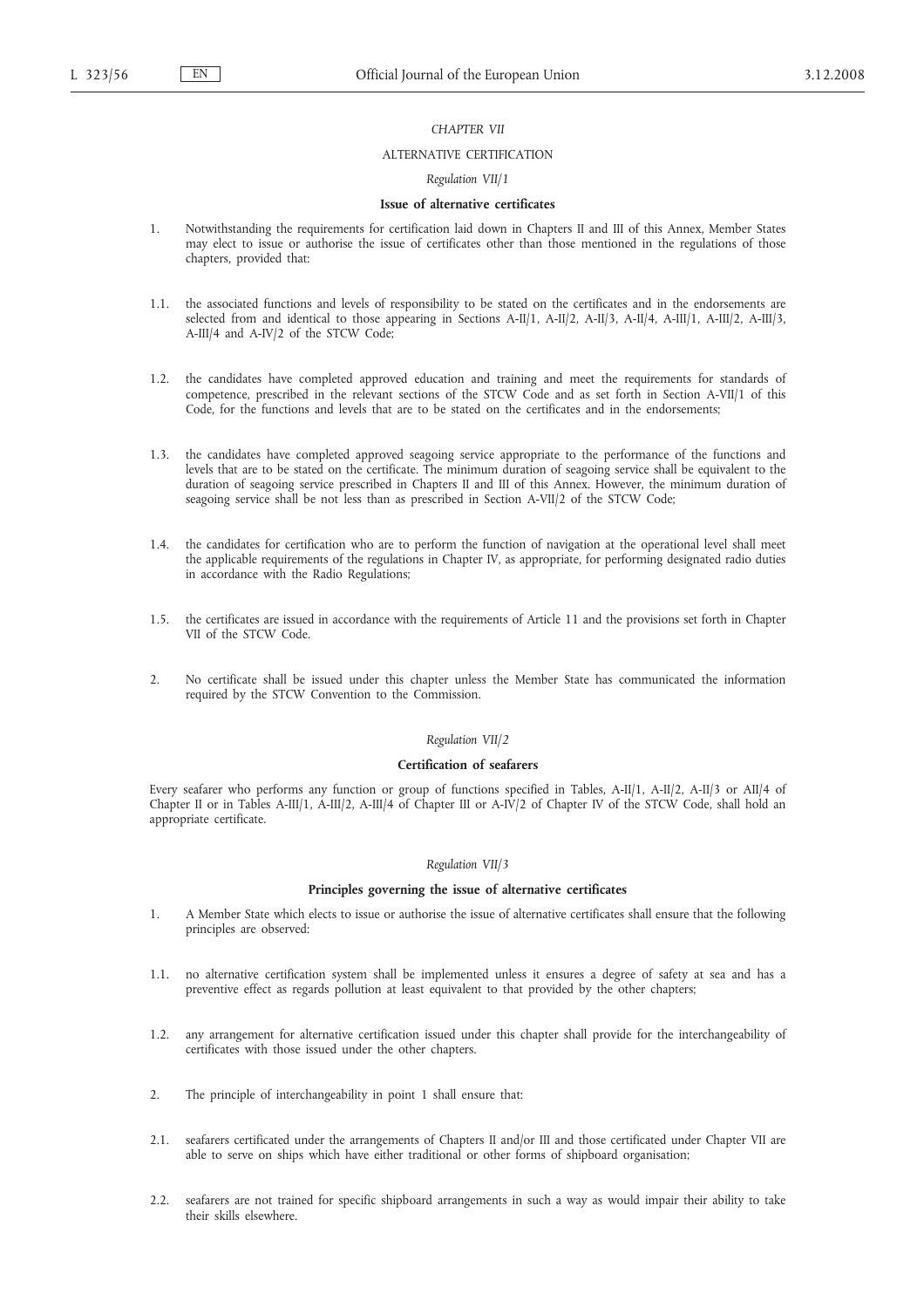*CHAPTER VII*

ALTERNATIVE CERTIFICATION

*Regulation VII/1*

**Issue of alternative certificates**

1. Notwithstanding the requirements for certification laid down in Chapters II and III of this Annex, Member States may elect to issue or authorise the issue of certificates other than those mentioned in the regulations of those chapters, provided that:

1.1. the associated functions and levels of responsibility to be stated on the certificates and in the endorsements are selected from and identical to those appearing in Sections A-II/1, A-II/2, A-II/3, A-II/4, A-III/1, A-III/2, A-III/3, A-III/4 and A-IV/2 of the STCW Code;

1.2. the candidates have completed approved education and training and meet the requirements for standards of competence, prescribed in the relevant sections of the STCW Code and as set forth in Section A-VII/1 of this Code, for the functions and levels that are to be stated on the certificates and in the endorsements;

1.3. the candidates have completed approved seagoing service appropriate to the performance of the functions and levels that are to be stated on the certificate. The minimum duration of seagoing service shall be equivalent to the duration of seagoing service prescribed in Chapters II and III of this Annex. However, the minimum duration of seagoing service shall be not less than as prescribed in Section A-VII/2 of the STCW Code;

1.4. the candidates for certification who are to perform the function of navigation at the operational level shall meet the applicable requirements of the regulations in Chapter IV, as appropriate, for performing designated radio duties in accordance with the Radio Regulations;

1.5. the certificates are issued in accordance with the requirements of Article 11 and the provisions set forth in Chapter VII of the STCW Code.

2. No certificate shall be issued under this chapter unless the Member State has communicated the information required by the STCW Convention to the Commission.

*Regulation VII/2*

**Certification of seafarers**

Every seafarer who performs any function or group of functions specified in Tables, A-II/1, A-II/2, A-II/3 or AII/4 of Chapter II or in Tables A-III/1, A-III/2, A-III/4 of Chapter III or A-IV/2 of Chapter IV of the STCW Code, shall hold an appropriate certificate.

*Regulation VII/3*

**Principles governing the issue of alternative certificates**

1. A Member State which elects to issue or authorise the issue of alternative certificates shall ensure that the following principles are observed:

1.1. no alternative certification system shall be implemented unless it ensures a degree of safety at sea and has a preventive effect as regards pollution at least equivalent to that provided by the other chapters;

1.2. any arrangement for alternative certification issued under this chapter shall provide for the interchangeability of certificates with those issued under the other chapters.

2. The principle of interchangeability in point 1 shall ensure that:

2.1. seafarers certificated under the arrangements of Chapters II and/or III and those certificated under Chapter VII are able to serve on ships which have either traditional or other forms of shipboard organisation;

2.2. seafarers are not trained for specific shipboard arrangements in such a way as would impair their ability to take their skills elsewhere.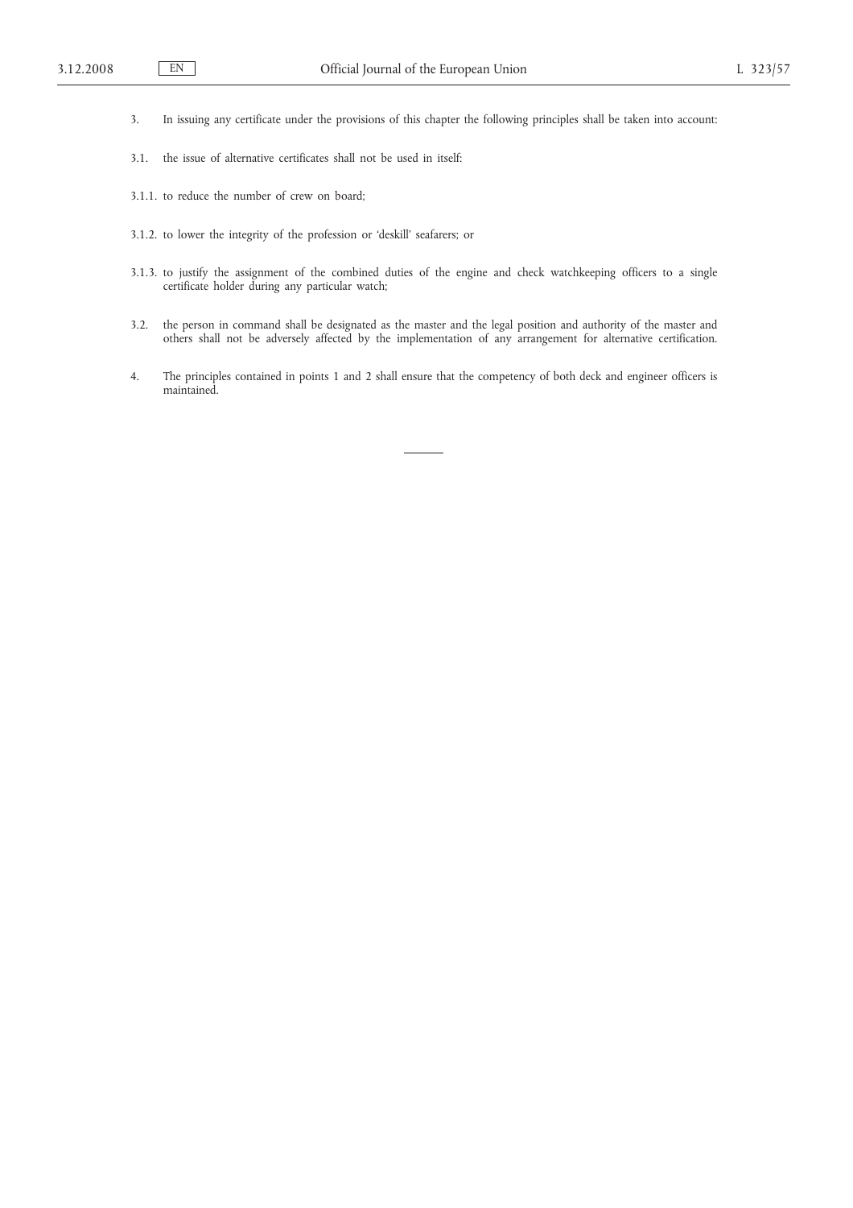3. In issuing any certificate under the provisions of this chapter the following principles shall be taken into account:

3.1. the issue of alternative certificates shall not be used in itself:

3.1.1. to reduce the number of crew on board;

3.1.2. to lower the integrity of the profession or 'deskill' seafarers; or

3.1.3. to justify the assignment of the combined duties of the engine and check watchkeeping officers to a single certificate holder during any particular watch;

3.2. the person in command shall be designated as the master and the legal position and authority of the master and others shall not be adversely affected by the implementation of any arrangement for alternative certification.

4. The principles contained in points 1 and 2 shall ensure that the competency of both deck and engineer officers is maintained.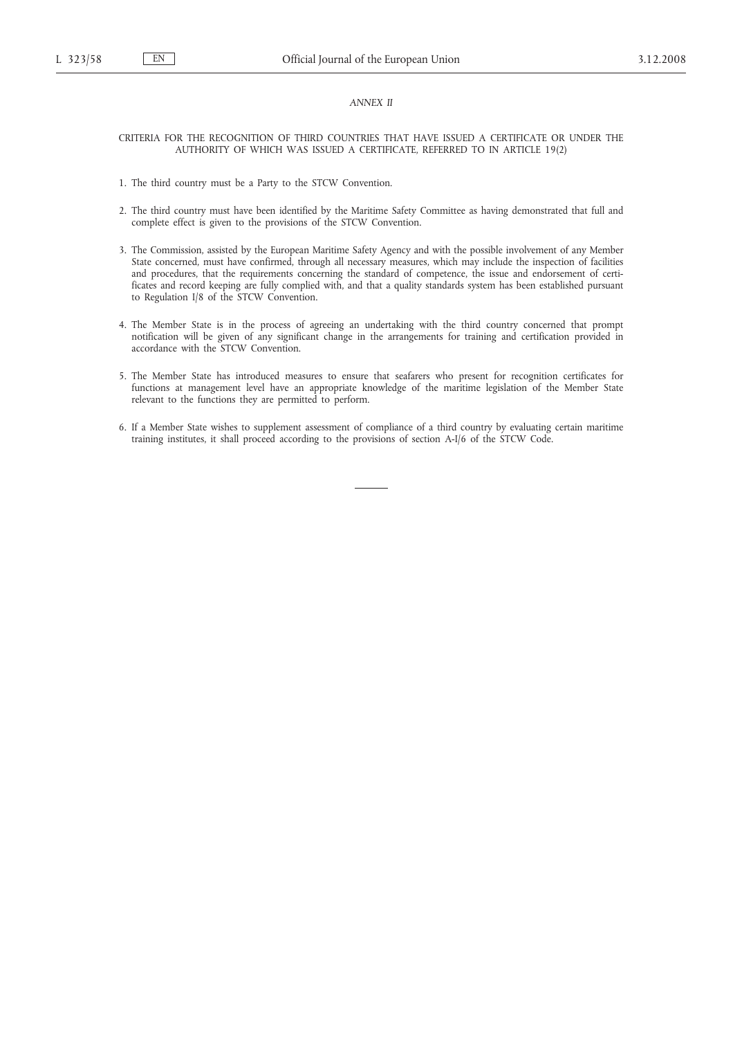*ANNEX II*

## CRITERIA FOR THE RECOGNITION OF THIRD COUNTRIES THAT HAVE ISSUED A CERTIFICATE OR UNDER THE AUTHORITY OF WHICH WAS ISSUED A CERTIFICATE, REFERRED TO IN ARTICLE 19(2)

1. The third country must be a Party to the STCW Convention.

2. The third country must have been identified by the Maritime Safety Committee as having demonstrated that full and complete effect is given to the provisions of the STCW Convention.

3. The Commission, assisted by the European Maritime Safety Agency and with the possible involvement of any Member State concerned, must have confirmed, through all necessary measures, which may include the inspection of facilities and procedures, that the requirements concerning the standard of competence, the issue and endorsement of certificates and record keeping are fully complied with, and that a quality standards system has been established pursuant to Regulation I/8 of the STCW Convention.

4. The Member State is in the process of agreeing an undertaking with the third country concerned that prompt notification will be given of any significant change in the arrangements for training and certification provided in accordance with the STCW Convention.

5. The Member State has introduced measures to ensure that seafarers who present for recognition certificates for functions at management level have an appropriate knowledge of the maritime legislation of the Member State relevant to the functions they are permitted to perform.

6. If a Member State wishes to supplement assessment of compliance of a third country by evaluating certain maritime training institutes, it shall proceed according to the provisions of section A-I/6 of the STCW Code.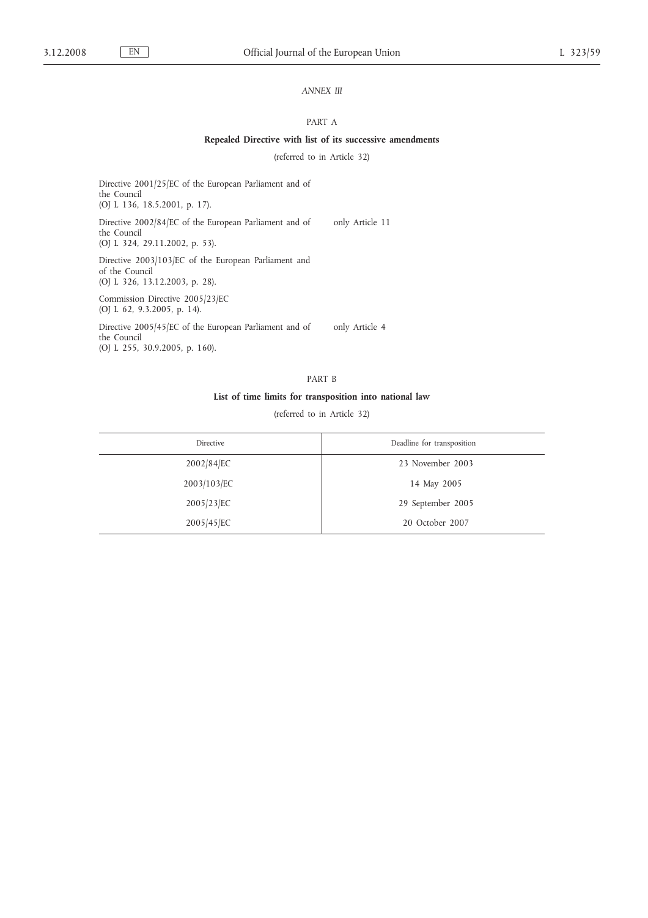*ANNEX III*

PART A

**Repealed Directive with list of its successive amendments**

(referred to in Article 32)

| | |
|---|---|
| Directive 2001/25/EC of the European Parliament and of the Council (OJ L 136, 18.5.2001, p. 17). | |
| Directive 2002/84/EC of the European Parliament and of the Council (OJ L 324, 29.11.2002, p. 53). | only Article 11 |
| Directive 2003/103/EC of the European Parliament and of the Council (OJ L 326, 13.12.2003, p. 28). | |
| Commission Directive 2005/23/EC (OJ L 62, 9.3.2005, p. 14). | |
| Directive 2005/45/EC of the European Parliament and of the Council (OJ L 255, 30.9.2005, p. 160). | only Article 4 |

PART B

**List of time limits for transposition into national law**

(referred to in Article 32)

| Directive | Deadline for transposition |
|---|---|
| 2002/84/EC | 23 November 2003 |
| 2003/103/EC | 14 May 2005 |
| 2005/23/EC | 29 September 2005 |
| 2005/45/EC | 20 October 2007 |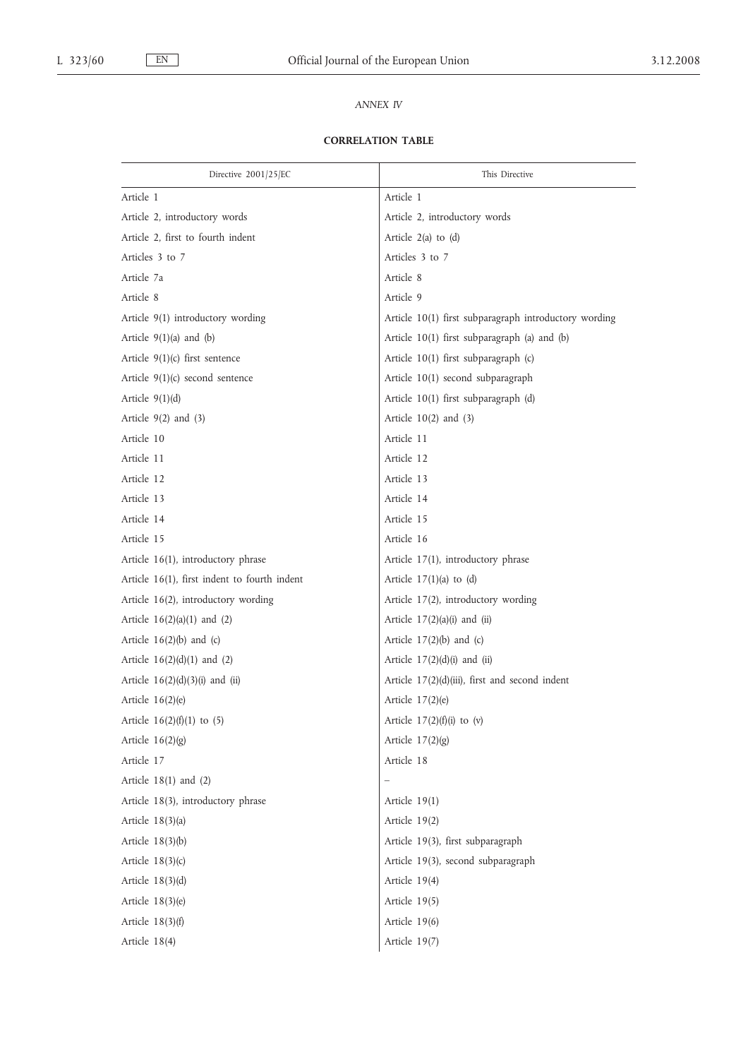*ANNEX IV*

**CORRELATION TABLE**

| Directive 2001/25/EC | This Directive |
|---|---|
| Article 1 | Article 1 |
| Article 2, introductory words | Article 2, introductory words |
| Article 2, first to fourth indent | Article 2(a) to (d) |
| Articles 3 to 7 | Articles 3 to 7 |
| Article 7a | Article 8 |
| Article 8 | Article 9 |
| Article 9(1) introductory wording | Article 10(1) first subparagraph introductory wording |
| Article 9(1)(a) and (b) | Article 10(1) first subparagraph (a) and (b) |
| Article 9(1)(c) first sentence | Article 10(1) first subparagraph (c) |
| Article 9(1)(c) second sentence | Article 10(1) second subparagraph |
| Article 9(1)(d) | Article 10(1) first subparagraph (d) |
| Article 9(2) and (3) | Article 10(2) and (3) |
| Article 10 | Article 11 |
| Article 11 | Article 12 |
| Article 12 | Article 13 |
| Article 13 | Article 14 |
| Article 14 | Article 15 |
| Article 15 | Article 16 |
| Article 16(1), introductory phrase | Article 17(1), introductory phrase |
| Article 16(1), first indent to fourth indent | Article 17(1)(a) to (d) |
| Article 16(2), introductory wording | Article 17(2), introductory wording |
| Article 16(2)(a)(1) and (2) | Article 17(2)(a)(i) and (ii) |
| Article 16(2)(b) and (c) | Article 17(2)(b) and (c) |
| Article 16(2)(d)(1) and (2) | Article 17(2)(d)(i) and (ii) |
| Article 16(2)(d)(3)(i) and (ii) | Article 17(2)(d)(iii), first and second indent |
| Article 16(2)(e) | Article 17(2)(e) |
| Article 16(2)(f)(1) to (5) | Article 17(2)(f)(i) to (v) |
| Article 16(2)(g) | Article 17(2)(g) |
| Article 17 | Article 18 |
| Article 18(1) and (2) | – |
| Article 18(3), introductory phrase | Article 19(1) |
| Article 18(3)(a) | Article 19(2) |
| Article 18(3)(b) | Article 19(3), first subparagraph |
| Article 18(3)(c) | Article 19(3), second subparagraph |
| Article 18(3)(d) | Article 19(4) |
| Article 18(3)(e) | Article 19(5) |
| Article 18(3)(f) | Article 19(6) |
| Article 18(4) | Article 19(7) |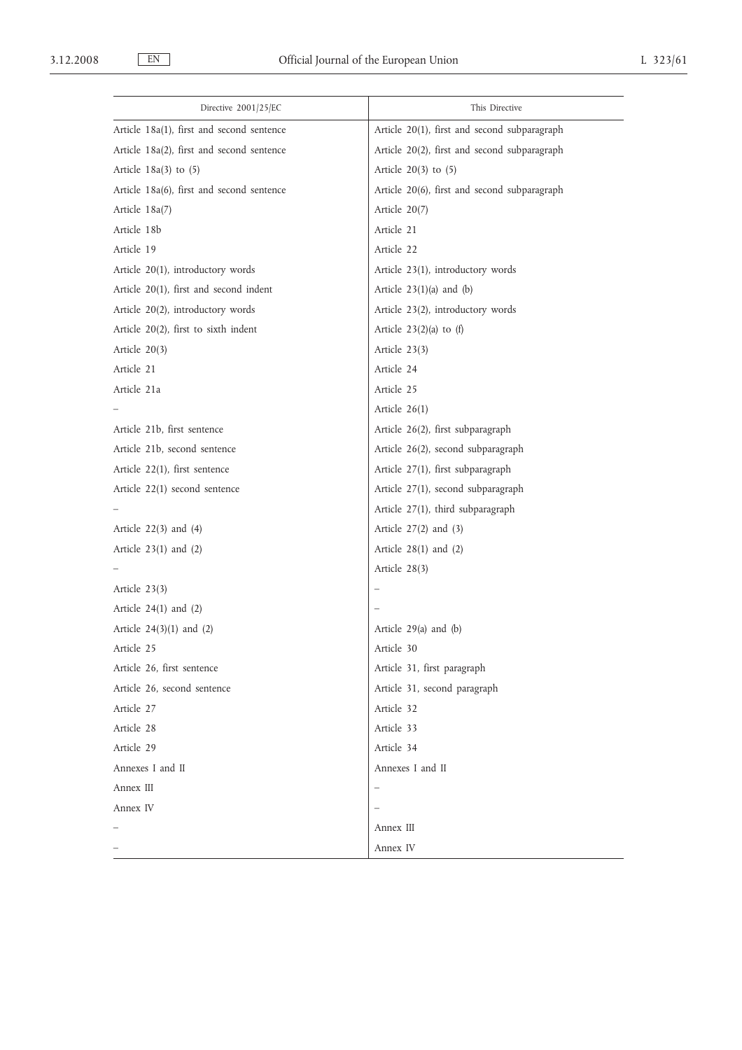| Directive 2001/25/EC | This Directive |
|---|---|
| Article 18a(1), first and second sentence | Article 20(1), first and second subparagraph |
| Article 18a(2), first and second sentence | Article 20(2), first and second subparagraph |
| Article 18a(3) to (5) | Article 20(3) to (5) |
| Article 18a(6), first and second sentence | Article 20(6), first and second subparagraph |
| Article 18a(7) | Article 20(7) |
| Article 18b | Article 21 |
| Article 19 | Article 22 |
| Article 20(1), introductory words | Article 23(1), introductory words |
| Article 20(1), first and second indent | Article 23(1)(a) and (b) |
| Article 20(2), introductory words | Article 23(2), introductory words |
| Article 20(2), first to sixth indent | Article 23(2)(a) to (f) |
| Article 20(3) | Article 23(3) |
| Article 21 | Article 24 |
| Article 21a | Article 25 |
| – | Article 26(1) |
| Article 21b, first sentence | Article 26(2), first subparagraph |
| Article 21b, second sentence | Article 26(2), second subparagraph |
| Article 22(1), first sentence | Article 27(1), first subparagraph |
| Article 22(1) second sentence | Article 27(1), second subparagraph |
| – | Article 27(1), third subparagraph |
| Article 22(3) and (4) | Article 27(2) and (3) |
| Article 23(1) and (2) | Article 28(1) and (2) |
| – | Article 28(3) |
| Article 23(3) | – |
| Article 24(1) and (2) | – |
| Article 24(3)(1) and (2) | Article 29(a) and (b) |
| Article 25 | Article 30 |
| Article 26, first sentence | Article 31, first paragraph |
| Article 26, second sentence | Article 31, second paragraph |
| Article 27 | Article 32 |
| Article 28 | Article 33 |
| Article 29 | Article 34 |
| Annexes I and II | Annexes I and II |
| Annex III | – |
| Annex IV | – |
| – | Annex III |
| – | Annex IV |